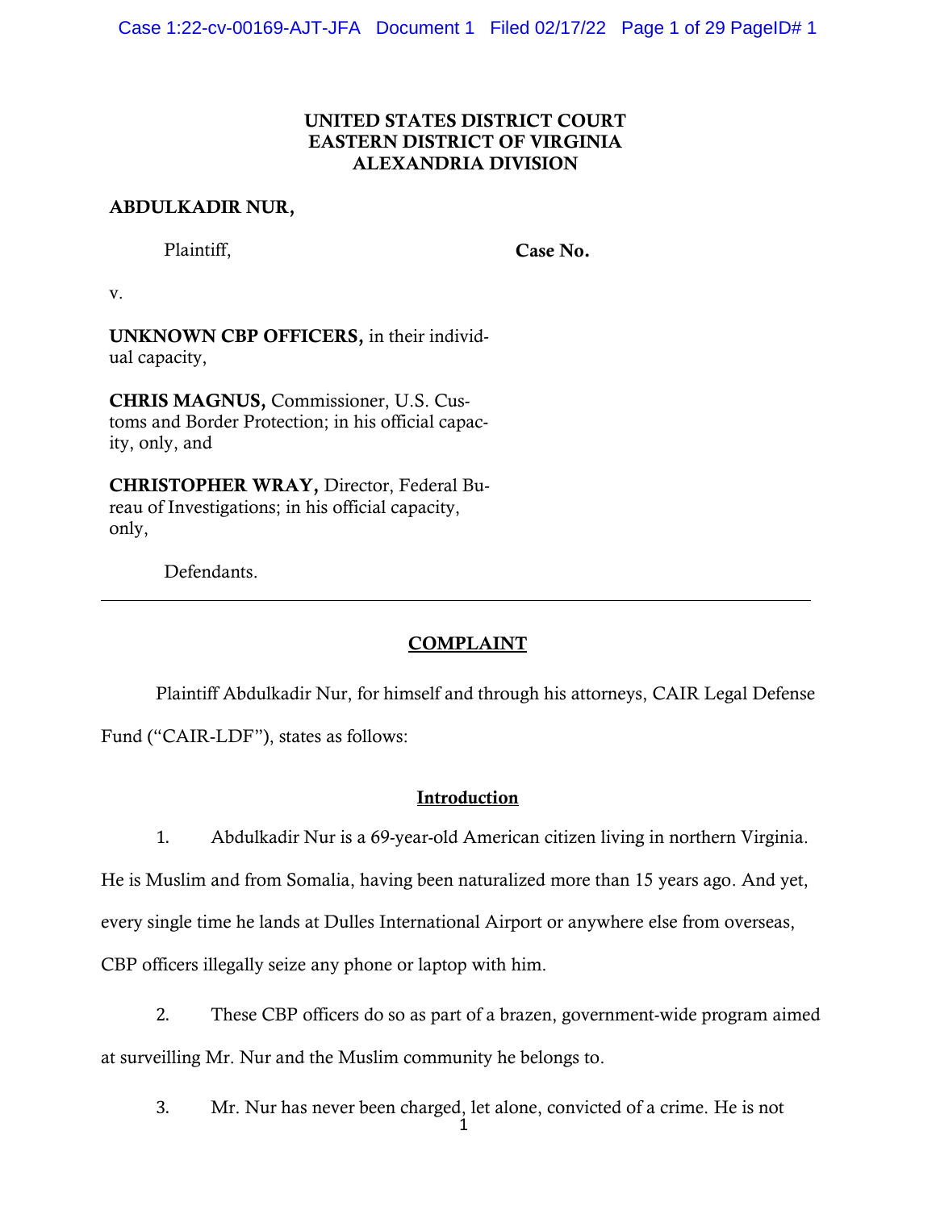**UNITED STATES DISTRICT COURT**
**EASTERN DISTRICT OF VIRGINIA**
**ALEXANDRIA DIVISION**

**ABDULKADIR NUR,**

Plaintiff,

**Case No.**

v.

**UNKNOWN CBP OFFICERS,** in their individual capacity,

**CHRIS MAGNUS,** Commissioner, U.S. Customs and Border Protection; in his official capacity, only, and

**CHRISTOPHER WRAY,** Director, Federal Bureau of Investigations; in his official capacity, only,

Defendants.

---

## COMPLAINT

Plaintiff Abdulkadir Nur, for himself and through his attorneys, CAIR Legal Defense Fund ("CAIR-LDF"), states as follows:

### Introduction

1. Abdulkadir Nur is a 69-year-old American citizen living in northern Virginia. He is Muslim and from Somalia, having been naturalized more than 15 years ago. And yet, every single time he lands at Dulles International Airport or anywhere else from overseas, CBP officers illegally seize any phone or laptop with him.

2. These CBP officers do so as part of a brazen, government-wide program aimed at surveilling Mr. Nur and the Muslim community he belongs to.

3. Mr. Nur has never been charged, let alone, convicted of a crime. He is not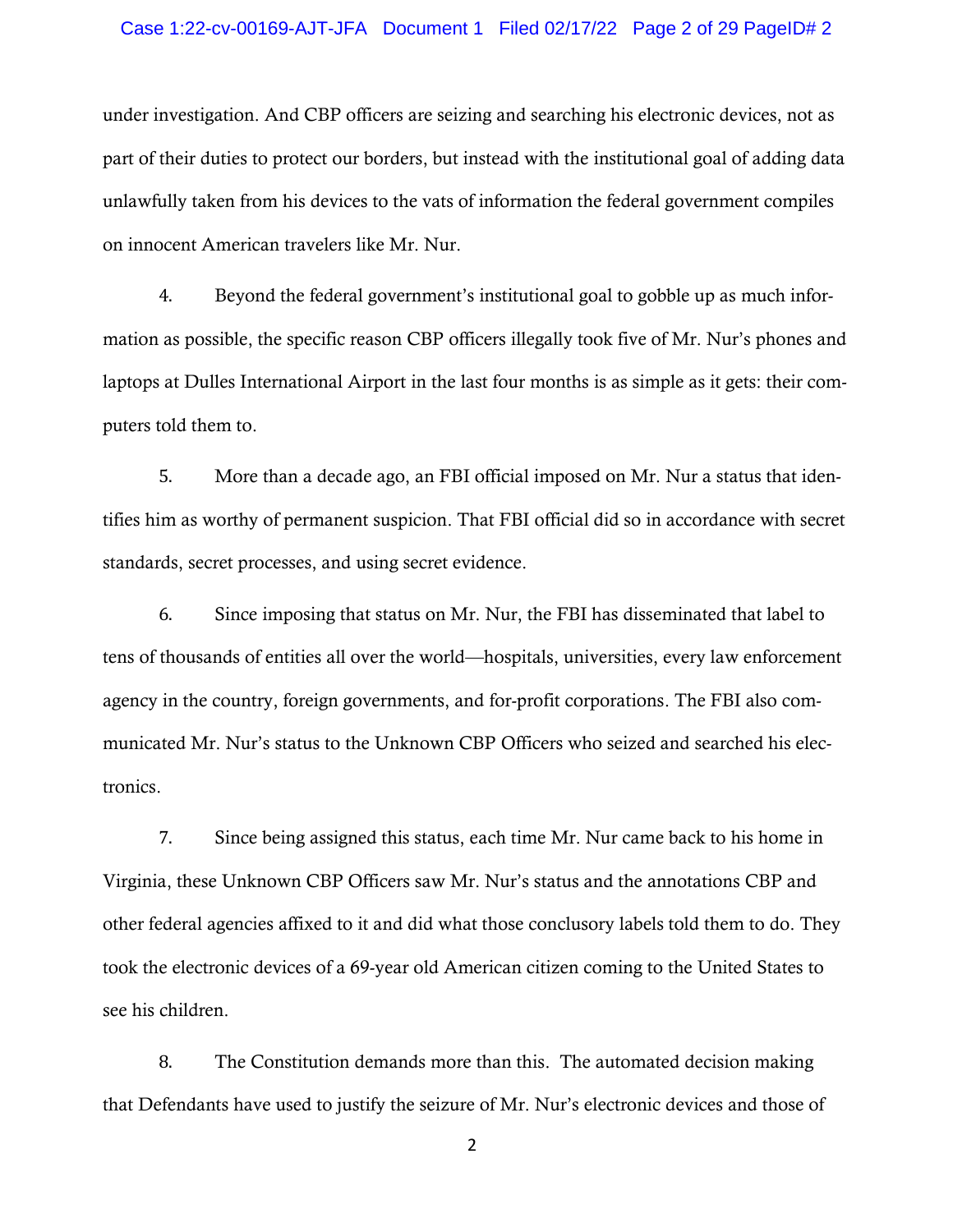under investigation. And CBP officers are seizing and searching his electronic devices, not as part of their duties to protect our borders, but instead with the institutional goal of adding data unlawfully taken from his devices to the vats of information the federal government compiles on innocent American travelers like Mr. Nur.

4. Beyond the federal government's institutional goal to gobble up as much information as possible, the specific reason CBP officers illegally took five of Mr. Nur's phones and laptops at Dulles International Airport in the last four months is as simple as it gets: their computers told them to.

5. More than a decade ago, an FBI official imposed on Mr. Nur a status that identifies him as worthy of permanent suspicion. That FBI official did so in accordance with secret standards, secret processes, and using secret evidence.

6. Since imposing that status on Mr. Nur, the FBI has disseminated that label to tens of thousands of entities all over the world—hospitals, universities, every law enforcement agency in the country, foreign governments, and for-profit corporations. The FBI also communicated Mr. Nur's status to the Unknown CBP Officers who seized and searched his electronics.

7. Since being assigned this status, each time Mr. Nur came back to his home in Virginia, these Unknown CBP Officers saw Mr. Nur's status and the annotations CBP and other federal agencies affixed to it and did what those conclusory labels told them to do. They took the electronic devices of a 69-year old American citizen coming to the United States to see his children.

8. The Constitution demands more than this. The automated decision making that Defendants have used to justify the seizure of Mr. Nur's electronic devices and those of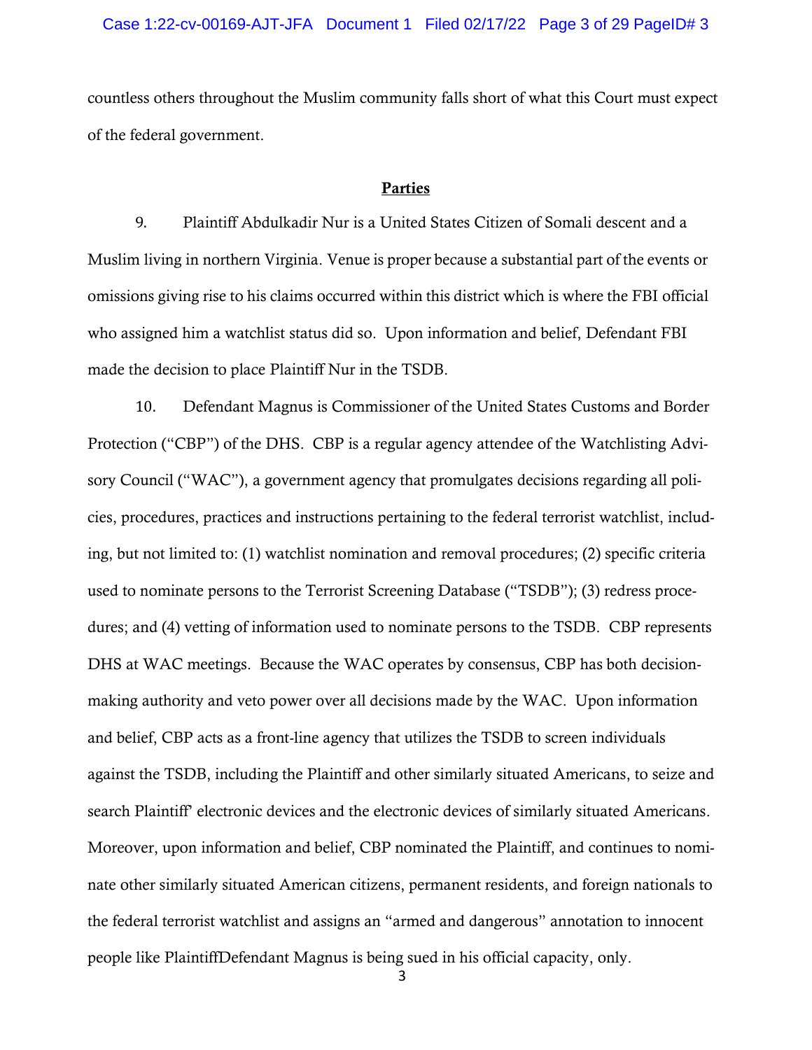countless others throughout the Muslim community falls short of what this Court must expect of the federal government.

## Parties

9. Plaintiff Abdulkadir Nur is a United States Citizen of Somali descent and a Muslim living in northern Virginia. Venue is proper because a substantial part of the events or omissions giving rise to his claims occurred within this district which is where the FBI official who assigned him a watchlist status did so. Upon information and belief, Defendant FBI made the decision to place Plaintiff Nur in the TSDB.

10. Defendant Magnus is Commissioner of the United States Customs and Border Protection ("CBP") of the DHS. CBP is a regular agency attendee of the Watchlisting Advisory Council ("WAC"), a government agency that promulgates decisions regarding all policies, procedures, practices and instructions pertaining to the federal terrorist watchlist, including, but not limited to: (1) watchlist nomination and removal procedures; (2) specific criteria used to nominate persons to the Terrorist Screening Database ("TSDB"); (3) redress procedures; and (4) vetting of information used to nominate persons to the TSDB. CBP represents DHS at WAC meetings. Because the WAC operates by consensus, CBP has both decision-making authority and veto power over all decisions made by the WAC. Upon information and belief, CBP acts as a front-line agency that utilizes the TSDB to screen individuals against the TSDB, including the Plaintiff and other similarly situated Americans, to seize and search Plaintiff' electronic devices and the electronic devices of similarly situated Americans. Moreover, upon information and belief, CBP nominated the Plaintiff, and continues to nominate other similarly situated American citizens, permanent residents, and foreign nationals to the federal terrorist watchlist and assigns an "armed and dangerous" annotation to innocent people like PlaintiffDefendant Magnus is being sued in his official capacity, only.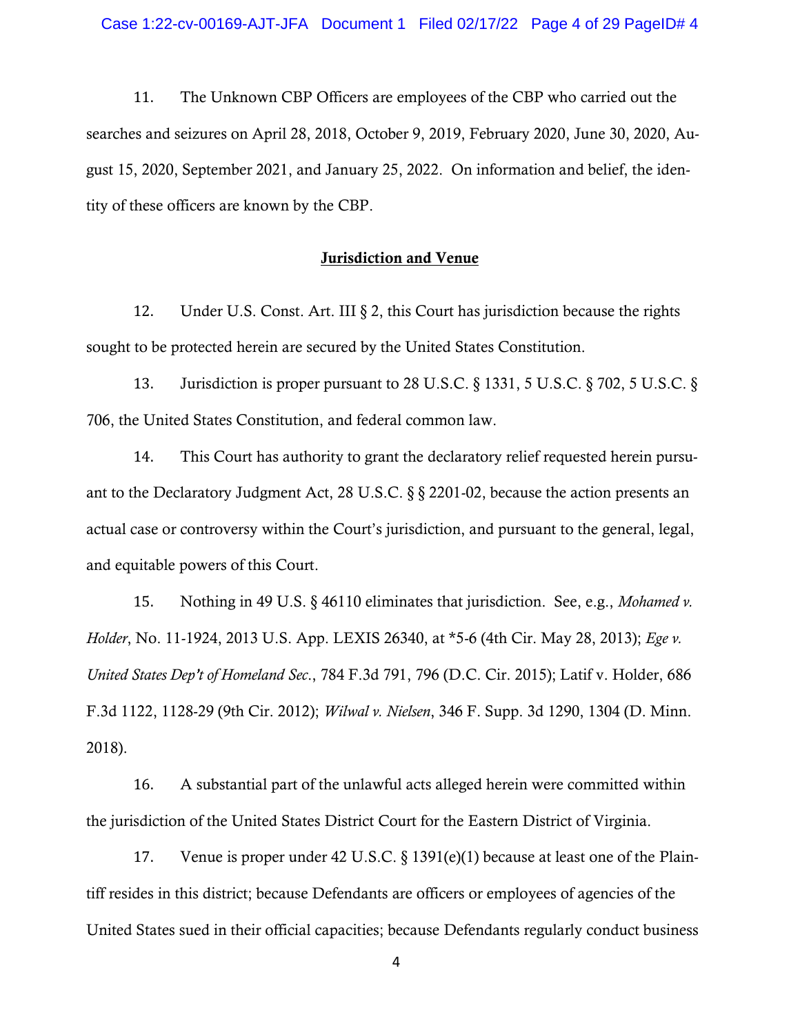11. The Unknown CBP Officers are employees of the CBP who carried out the searches and seizures on April 28, 2018, October 9, 2019, February 2020, June 30, 2020, August 15, 2020, September 2021, and January 25, 2022. On information and belief, the identity of these officers are known by the CBP.

## Jurisdiction and Venue

12. Under U.S. Const. Art. III § 2, this Court has jurisdiction because the rights sought to be protected herein are secured by the United States Constitution.

13. Jurisdiction is proper pursuant to 28 U.S.C. § 1331, 5 U.S.C. § 702, 5 U.S.C. § 706, the United States Constitution, and federal common law.

14. This Court has authority to grant the declaratory relief requested herein pursuant to the Declaratory Judgment Act, 28 U.S.C. § § 2201-02, because the action presents an actual case or controversy within the Court's jurisdiction, and pursuant to the general, legal, and equitable powers of this Court.

15. Nothing in 49 U.S. § 46110 eliminates that jurisdiction. See, e.g., *Mohamed v. Holder*, No. 11-1924, 2013 U.S. App. LEXIS 26340, at *5-6 (4th Cir. May 28, 2013); *Ege v. United States Dep't of Homeland Sec.*, 784 F.3d 791, 796 (D.C. Cir. 2015); Latif v. Holder, 686 F.3d 1122, 1128-29 (9th Cir. 2012); *Wilwal v. Nielsen*, 346 F. Supp. 3d 1290, 1304 (D. Minn. 2018).

16. A substantial part of the unlawful acts alleged herein were committed within the jurisdiction of the United States District Court for the Eastern District of Virginia.

17. Venue is proper under 42 U.S.C. § 1391(e)(1) because at least one of the Plaintiff resides in this district; because Defendants are officers or employees of agencies of the United States sued in their official capacities; because Defendants regularly conduct business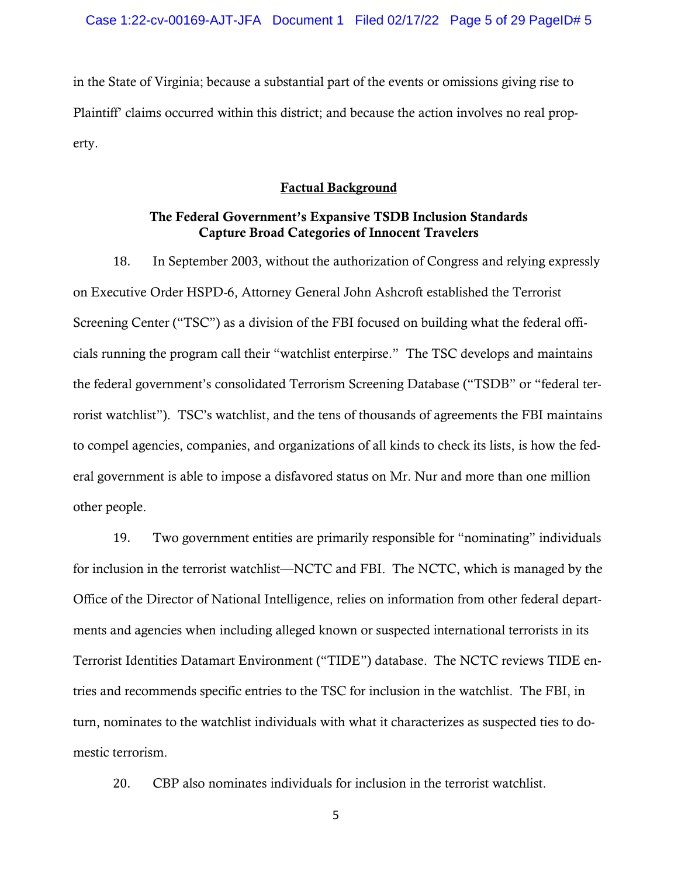in the State of Virginia; because a substantial part of the events or omissions giving rise to Plaintiff' claims occurred within this district; and because the action involves no real property.

## Factual Background

### The Federal Government's Expansive TSDB Inclusion Standards Capture Broad Categories of Innocent Travelers

18. In September 2003, without the authorization of Congress and relying expressly on Executive Order HSPD-6, Attorney General John Ashcroft established the Terrorist Screening Center ("TSC") as a division of the FBI focused on building what the federal officials running the program call their "watchlist enterpirse." The TSC develops and maintains the federal government's consolidated Terrorism Screening Database ("TSDB" or "federal terrorist watchlist"). TSC's watchlist, and the tens of thousands of agreements the FBI maintains to compel agencies, companies, and organizations of all kinds to check its lists, is how the federal government is able to impose a disfavored status on Mr. Nur and more than one million other people.

19. Two government entities are primarily responsible for "nominating" individuals for inclusion in the terrorist watchlist—NCTC and FBI. The NCTC, which is managed by the Office of the Director of National Intelligence, relies on information from other federal departments and agencies when including alleged known or suspected international terrorists in its Terrorist Identities Datamart Environment ("TIDE") database. The NCTC reviews TIDE entries and recommends specific entries to the TSC for inclusion in the watchlist. The FBI, in turn, nominates to the watchlist individuals with what it characterizes as suspected ties to domestic terrorism.

20. CBP also nominates individuals for inclusion in the terrorist watchlist.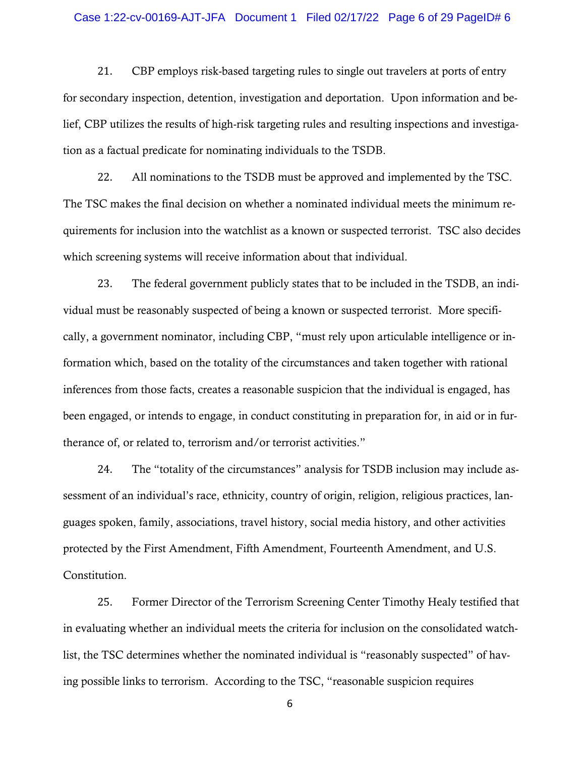21. CBP employs risk-based targeting rules to single out travelers at ports of entry for secondary inspection, detention, investigation and deportation. Upon information and belief, CBP utilizes the results of high-risk targeting rules and resulting inspections and investigation as a factual predicate for nominating individuals to the TSDB.

22. All nominations to the TSDB must be approved and implemented by the TSC. The TSC makes the final decision on whether a nominated individual meets the minimum requirements for inclusion into the watchlist as a known or suspected terrorist. TSC also decides which screening systems will receive information about that individual.

23. The federal government publicly states that to be included in the TSDB, an individual must be reasonably suspected of being a known or suspected terrorist. More specifically, a government nominator, including CBP, "must rely upon articulable intelligence or information which, based on the totality of the circumstances and taken together with rational inferences from those facts, creates a reasonable suspicion that the individual is engaged, has been engaged, or intends to engage, in conduct constituting in preparation for, in aid or in furtherance of, or related to, terrorism and/or terrorist activities."

24. The "totality of the circumstances" analysis for TSDB inclusion may include assessment of an individual's race, ethnicity, country of origin, religion, religious practices, languages spoken, family, associations, travel history, social media history, and other activities protected by the First Amendment, Fifth Amendment, Fourteenth Amendment, and U.S. Constitution.

25. Former Director of the Terrorism Screening Center Timothy Healy testified that in evaluating whether an individual meets the criteria for inclusion on the consolidated watchlist, the TSC determines whether the nominated individual is "reasonably suspected" of having possible links to terrorism. According to the TSC, "reasonable suspicion requires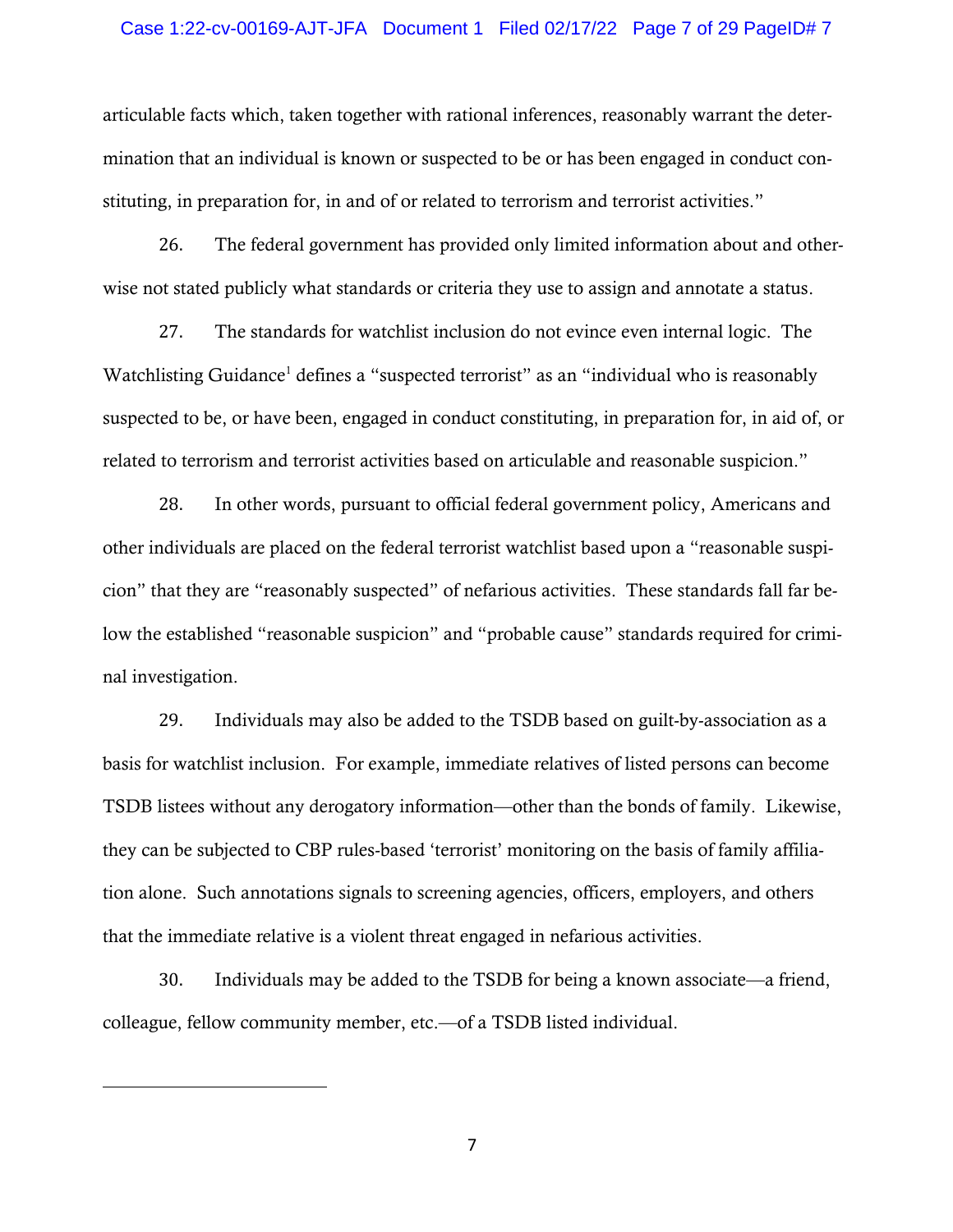articulable facts which, taken together with rational inferences, reasonably warrant the determination that an individual is known or suspected to be or has been engaged in conduct constituting, in preparation for, in and of or related to terrorism and terrorist activities."

26. The federal government has provided only limited information about and otherwise not stated publicly what standards or criteria they use to assign and annotate a status.

27. The standards for watchlist inclusion do not evince even internal logic. The Watchlisting Guidance[1] defines a "suspected terrorist" as an "individual who is reasonably suspected to be, or have been, engaged in conduct constituting, in preparation for, in aid of, or related to terrorism and terrorist activities based on articulable and reasonable suspicion."

28. In other words, pursuant to official federal government policy, Americans and other individuals are placed on the federal terrorist watchlist based upon a "reasonable suspicion" that they are "reasonably suspected" of nefarious activities. These standards fall far below the established "reasonable suspicion" and "probable cause" standards required for criminal investigation.

29. Individuals may also be added to the TSDB based on guilt-by-association as a basis for watchlist inclusion. For example, immediate relatives of listed persons can become TSDB listees without any derogatory information—other than the bonds of family. Likewise, they can be subjected to CBP rules-based 'terrorist' monitoring on the basis of family affiliation alone. Such annotations signals to screening agencies, officers, employers, and others that the immediate relative is a violent threat engaged in nefarious activities.

30. Individuals may be added to the TSDB for being a known associate—a friend, colleague, fellow community member, etc.—of a TSDB listed individual.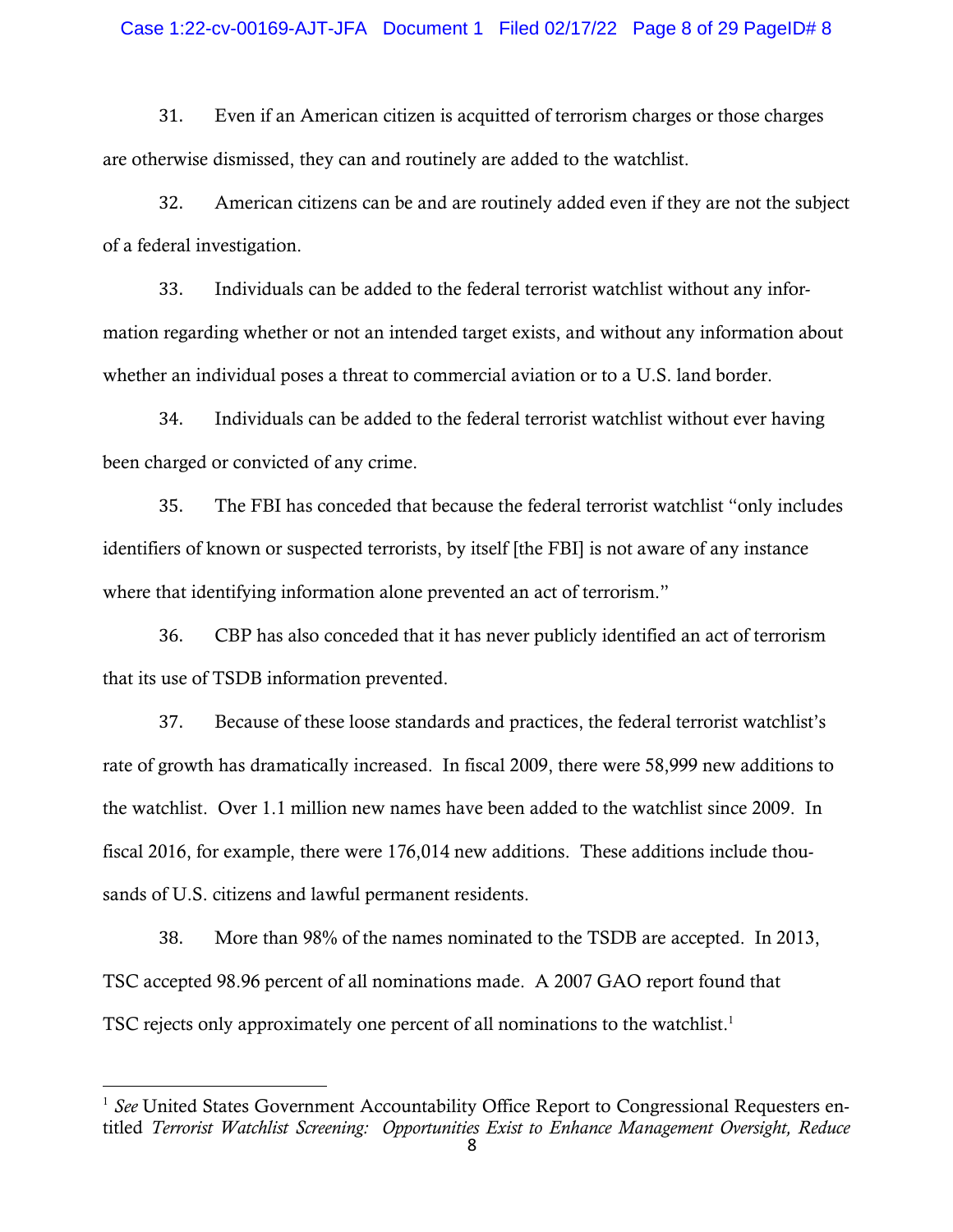31. Even if an American citizen is acquitted of terrorism charges or those charges are otherwise dismissed, they can and routinely are added to the watchlist.

32. American citizens can be and are routinely added even if they are not the subject of a federal investigation.

33. Individuals can be added to the federal terrorist watchlist without any information regarding whether or not an intended target exists, and without any information about whether an individual poses a threat to commercial aviation or to a U.S. land border.

34. Individuals can be added to the federal terrorist watchlist without ever having been charged or convicted of any crime.

35. The FBI has conceded that because the federal terrorist watchlist "only includes identifiers of known or suspected terrorists, by itself [the FBI] is not aware of any instance where that identifying information alone prevented an act of terrorism."

36. CBP has also conceded that it has never publicly identified an act of terrorism that its use of TSDB information prevented.

37. Because of these loose standards and practices, the federal terrorist watchlist's rate of growth has dramatically increased. In fiscal 2009, there were 58,999 new additions to the watchlist. Over 1.1 million new names have been added to the watchlist since 2009. In fiscal 2016, for example, there were 176,014 new additions. These additions include thousands of U.S. citizens and lawful permanent residents.

38. More than 98% of the names nominated to the TSDB are accepted. In 2013, TSC accepted 98.96 percent of all nominations made. A 2007 GAO report found that TSC rejects only approximately one percent of all nominations to the watchlist.[1]

---

[1] *See* United States Government Accountability Office Report to Congressional Requesters entitled *Terrorist Watchlist Screening: Opportunities Exist to Enhance Management Oversight, Reduce*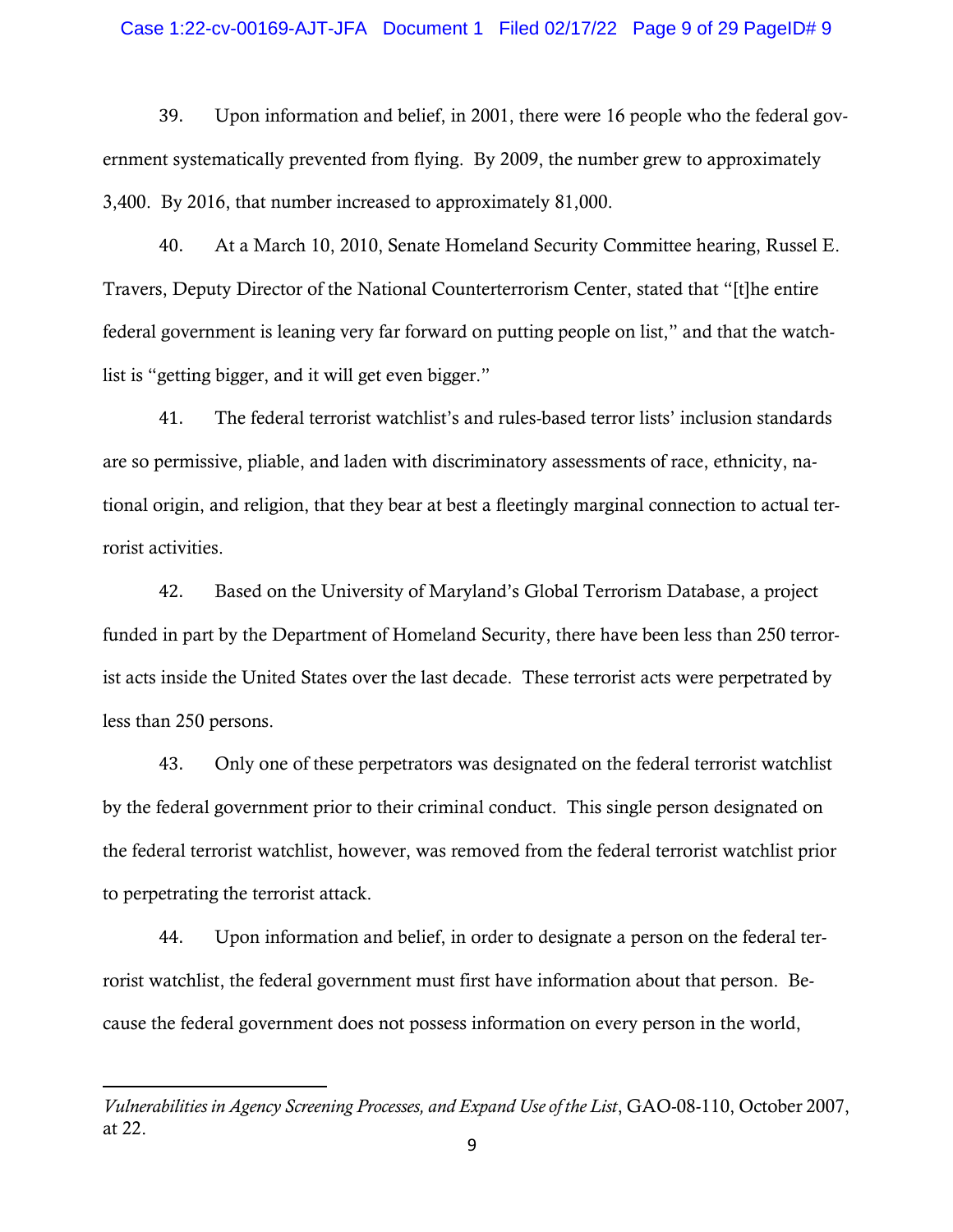39. Upon information and belief, in 2001, there were 16 people who the federal government systematically prevented from flying. By 2009, the number grew to approximately 3,400. By 2016, that number increased to approximately 81,000.

40. At a March 10, 2010, Senate Homeland Security Committee hearing, Russel E. Travers, Deputy Director of the National Counterterrorism Center, stated that "[t]he entire federal government is leaning very far forward on putting people on list," and that the watchlist is "getting bigger, and it will get even bigger."

41. The federal terrorist watchlist's and rules-based terror lists' inclusion standards are so permissive, pliable, and laden with discriminatory assessments of race, ethnicity, national origin, and religion, that they bear at best a fleetingly marginal connection to actual terrorist activities.

42. Based on the University of Maryland's Global Terrorism Database, a project funded in part by the Department of Homeland Security, there have been less than 250 terrorist acts inside the United States over the last decade. These terrorist acts were perpetrated by less than 250 persons.

43. Only one of these perpetrators was designated on the federal terrorist watchlist by the federal government prior to their criminal conduct. This single person designated on the federal terrorist watchlist, however, was removed from the federal terrorist watchlist prior to perpetrating the terrorist attack.

44. Upon information and belief, in order to designate a person on the federal terrorist watchlist, the federal government must first have information about that person. Because the federal government does not possess information on every person in the world,

---

*Vulnerabilities in Agency Screening Processes, and Expand Use of the List*, GAO-08-110, October 2007, at 22.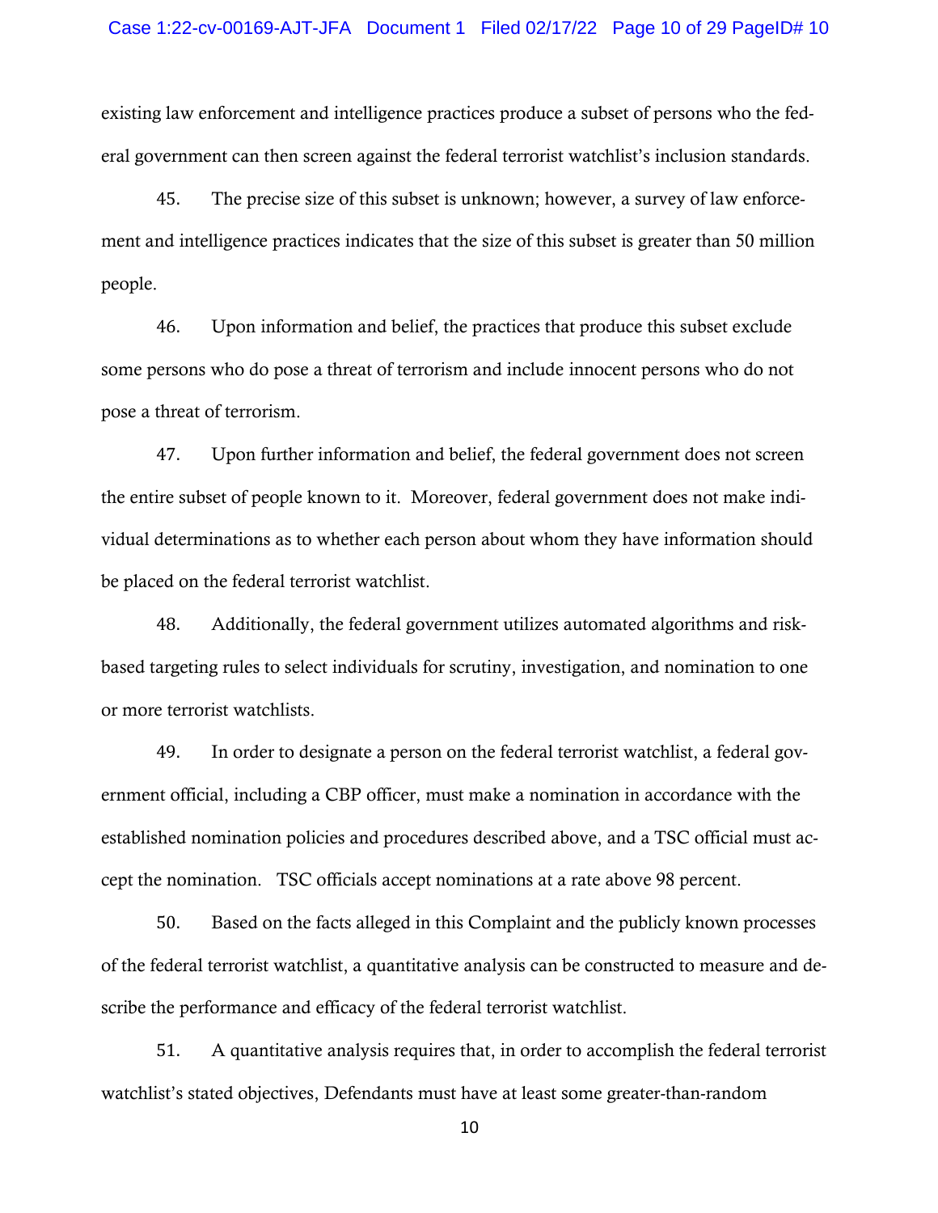existing law enforcement and intelligence practices produce a subset of persons who the federal government can then screen against the federal terrorist watchlist's inclusion standards.

45. The precise size of this subset is unknown; however, a survey of law enforcement and intelligence practices indicates that the size of this subset is greater than 50 million people.

46. Upon information and belief, the practices that produce this subset exclude some persons who do pose a threat of terrorism and include innocent persons who do not pose a threat of terrorism.

47. Upon further information and belief, the federal government does not screen the entire subset of people known to it. Moreover, federal government does not make individual determinations as to whether each person about whom they have information should be placed on the federal terrorist watchlist.

48. Additionally, the federal government utilizes automated algorithms and risk-based targeting rules to select individuals for scrutiny, investigation, and nomination to one or more terrorist watchlists.

49. In order to designate a person on the federal terrorist watchlist, a federal government official, including a CBP officer, must make a nomination in accordance with the established nomination policies and procedures described above, and a TSC official must accept the nomination. TSC officials accept nominations at a rate above 98 percent.

50. Based on the facts alleged in this Complaint and the publicly known processes of the federal terrorist watchlist, a quantitative analysis can be constructed to measure and describe the performance and efficacy of the federal terrorist watchlist.

51. A quantitative analysis requires that, in order to accomplish the federal terrorist watchlist's stated objectives, Defendants must have at least some greater-than-random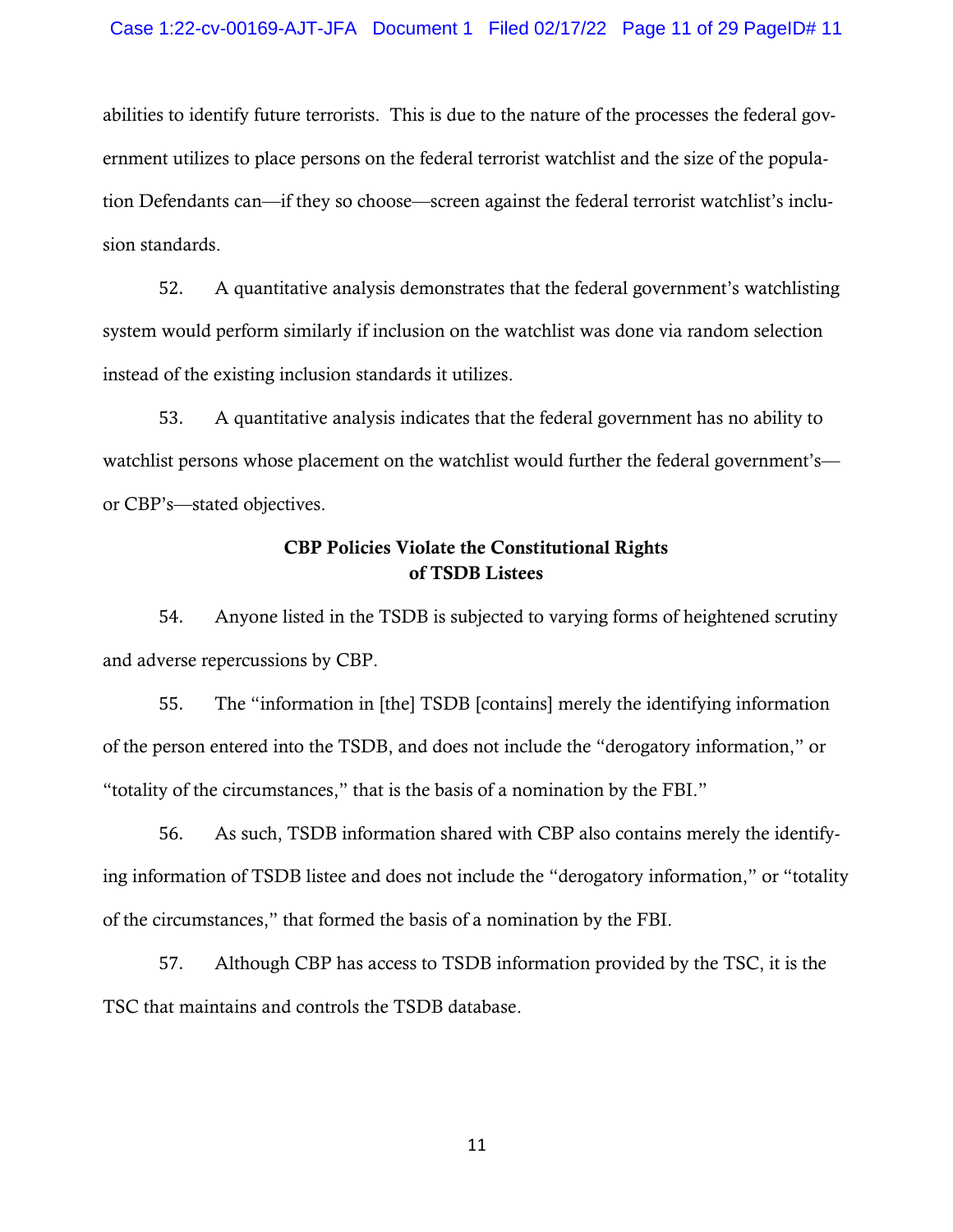abilities to identify future terrorists. This is due to the nature of the processes the federal government utilizes to place persons on the federal terrorist watchlist and the size of the population Defendants can—if they so choose—screen against the federal terrorist watchlist's inclusion standards.

52. A quantitative analysis demonstrates that the federal government's watchlisting system would perform similarly if inclusion on the watchlist was done via random selection instead of the existing inclusion standards it utilizes.

53. A quantitative analysis indicates that the federal government has no ability to watchlist persons whose placement on the watchlist would further the federal government's—or CBP's—stated objectives.

**CBP Policies Violate the Constitutional Rights of TSDB Listees**

54. Anyone listed in the TSDB is subjected to varying forms of heightened scrutiny and adverse repercussions by CBP.

55. The "information in [the] TSDB [contains] merely the identifying information of the person entered into the TSDB, and does not include the "derogatory information," or "totality of the circumstances," that is the basis of a nomination by the FBI."

56. As such, TSDB information shared with CBP also contains merely the identifying information of TSDB listee and does not include the "derogatory information," or "totality of the circumstances," that formed the basis of a nomination by the FBI.

57. Although CBP has access to TSDB information provided by the TSC, it is the TSC that maintains and controls the TSDB database.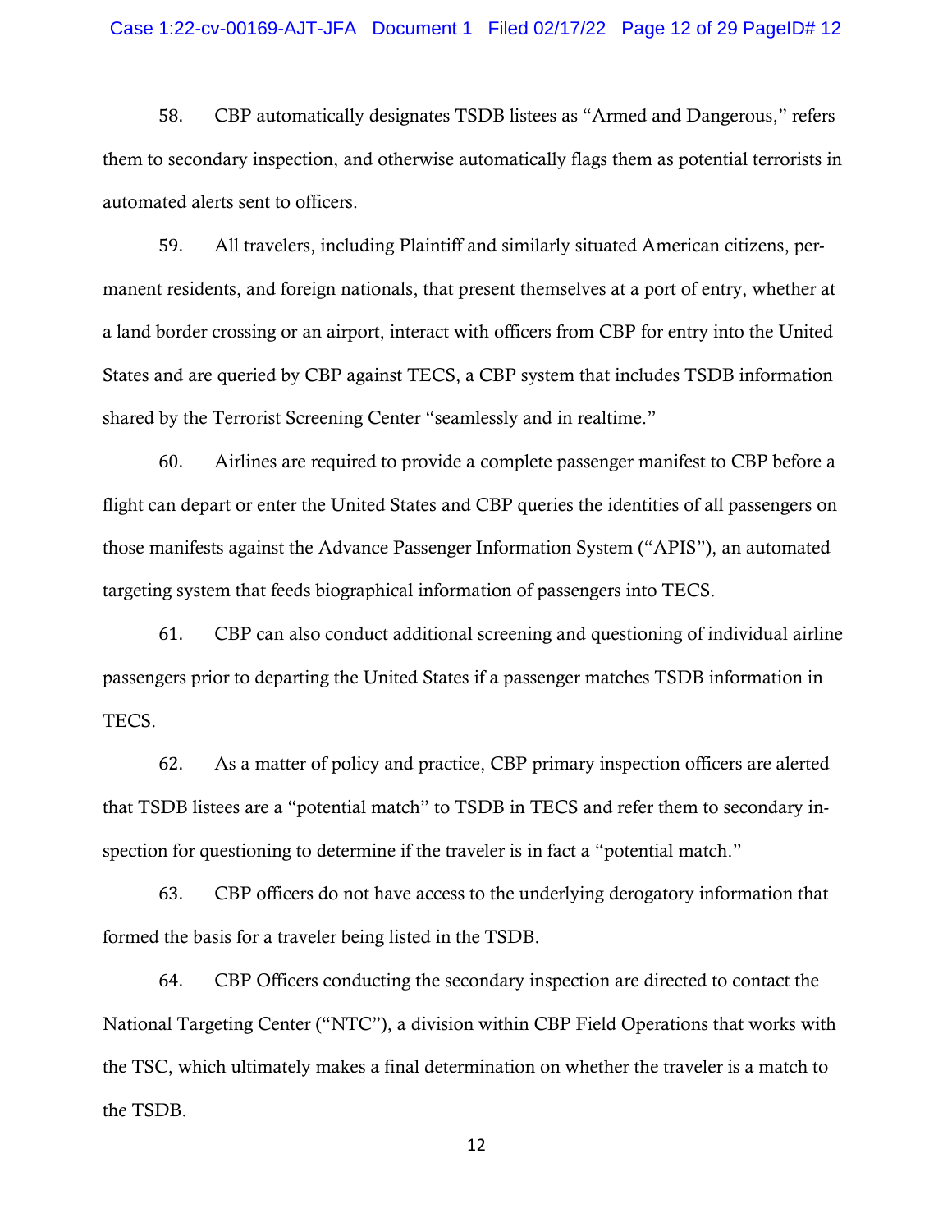58. CBP automatically designates TSDB listees as "Armed and Dangerous," refers them to secondary inspection, and otherwise automatically flags them as potential terrorists in automated alerts sent to officers.

59. All travelers, including Plaintiff and similarly situated American citizens, permanent residents, and foreign nationals, that present themselves at a port of entry, whether at a land border crossing or an airport, interact with officers from CBP for entry into the United States and are queried by CBP against TECS, a CBP system that includes TSDB information shared by the Terrorist Screening Center "seamlessly and in realtime."

60. Airlines are required to provide a complete passenger manifest to CBP before a flight can depart or enter the United States and CBP queries the identities of all passengers on those manifests against the Advance Passenger Information System ("APIS"), an automated targeting system that feeds biographical information of passengers into TECS.

61. CBP can also conduct additional screening and questioning of individual airline passengers prior to departing the United States if a passenger matches TSDB information in TECS.

62. As a matter of policy and practice, CBP primary inspection officers are alerted that TSDB listees are a "potential match" to TSDB in TECS and refer them to secondary inspection for questioning to determine if the traveler is in fact a "potential match."

63. CBP officers do not have access to the underlying derogatory information that formed the basis for a traveler being listed in the TSDB.

64. CBP Officers conducting the secondary inspection are directed to contact the National Targeting Center ("NTC"), a division within CBP Field Operations that works with the TSC, which ultimately makes a final determination on whether the traveler is a match to the TSDB.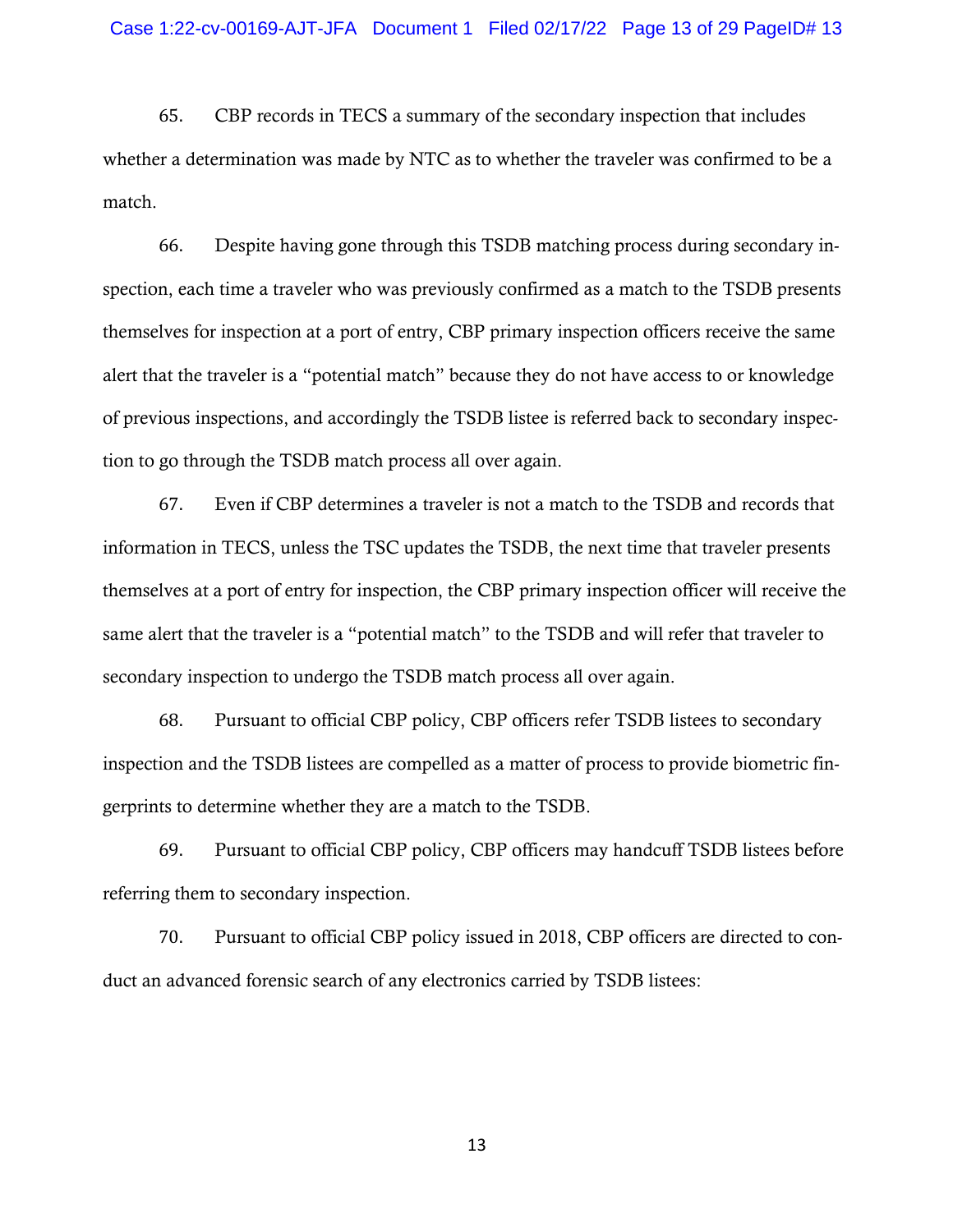65. CBP records in TECS a summary of the secondary inspection that includes whether a determination was made by NTC as to whether the traveler was confirmed to be a match.

66. Despite having gone through this TSDB matching process during secondary inspection, each time a traveler who was previously confirmed as a match to the TSDB presents themselves for inspection at a port of entry, CBP primary inspection officers receive the same alert that the traveler is a "potential match" because they do not have access to or knowledge of previous inspections, and accordingly the TSDB listee is referred back to secondary inspection to go through the TSDB match process all over again.

67. Even if CBP determines a traveler is not a match to the TSDB and records that information in TECS, unless the TSC updates the TSDB, the next time that traveler presents themselves at a port of entry for inspection, the CBP primary inspection officer will receive the same alert that the traveler is a "potential match" to the TSDB and will refer that traveler to secondary inspection to undergo the TSDB match process all over again.

68. Pursuant to official CBP policy, CBP officers refer TSDB listees to secondary inspection and the TSDB listees are compelled as a matter of process to provide biometric fingerprints to determine whether they are a match to the TSDB.

69. Pursuant to official CBP policy, CBP officers may handcuff TSDB listees before referring them to secondary inspection.

70. Pursuant to official CBP policy issued in 2018, CBP officers are directed to conduct an advanced forensic search of any electronics carried by TSDB listees: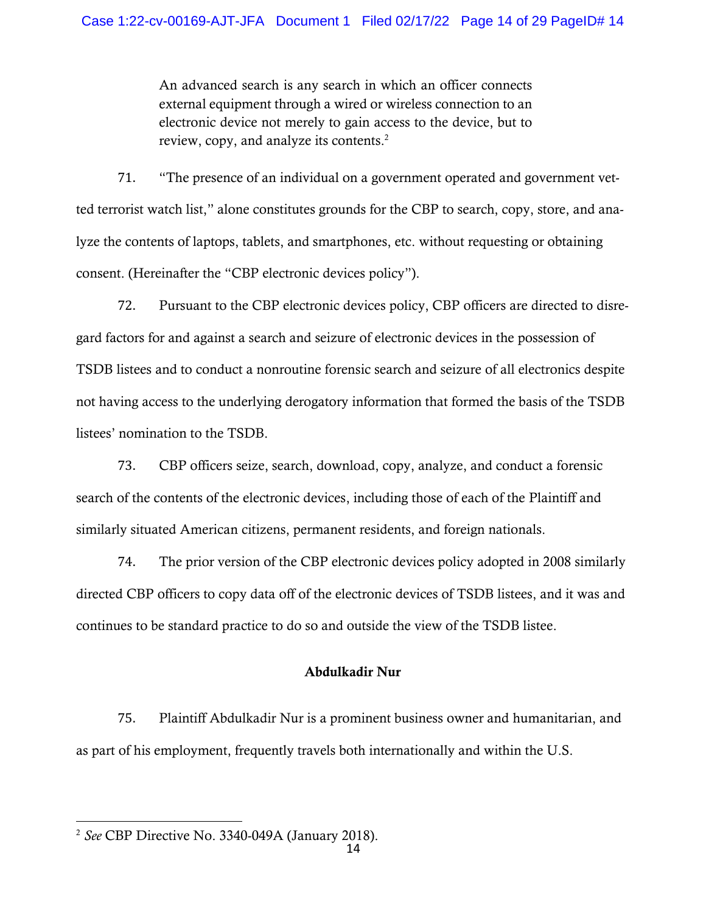> An advanced search is any search in which an officer connects external equipment through a wired or wireless connection to an electronic device not merely to gain access to the device, but to review, copy, and analyze its contents.[2]

71. "The presence of an individual on a government operated and government vetted terrorist watch list," alone constitutes grounds for the CBP to search, copy, store, and analyze the contents of laptops, tablets, and smartphones, etc. without requesting or obtaining consent. (Hereinafter the "CBP electronic devices policy").

72. Pursuant to the CBP electronic devices policy, CBP officers are directed to disregard factors for and against a search and seizure of electronic devices in the possession of TSDB listees and to conduct a nonroutine forensic search and seizure of all electronics despite not having access to the underlying derogatory information that formed the basis of the TSDB listees' nomination to the TSDB.

73. CBP officers seize, search, download, copy, analyze, and conduct a forensic search of the contents of the electronic devices, including those of each of the Plaintiff and similarly situated American citizens, permanent residents, and foreign nationals.

74. The prior version of the CBP electronic devices policy adopted in 2008 similarly directed CBP officers to copy data off of the electronic devices of TSDB listees, and it was and continues to be standard practice to do so and outside the view of the TSDB listee.

**Abdulkadir Nur**

75. Plaintiff Abdulkadir Nur is a prominent business owner and humanitarian, and as part of his employment, frequently travels both internationally and within the U.S.

---

[2] *See* CBP Directive No. 3340-049A (January 2018).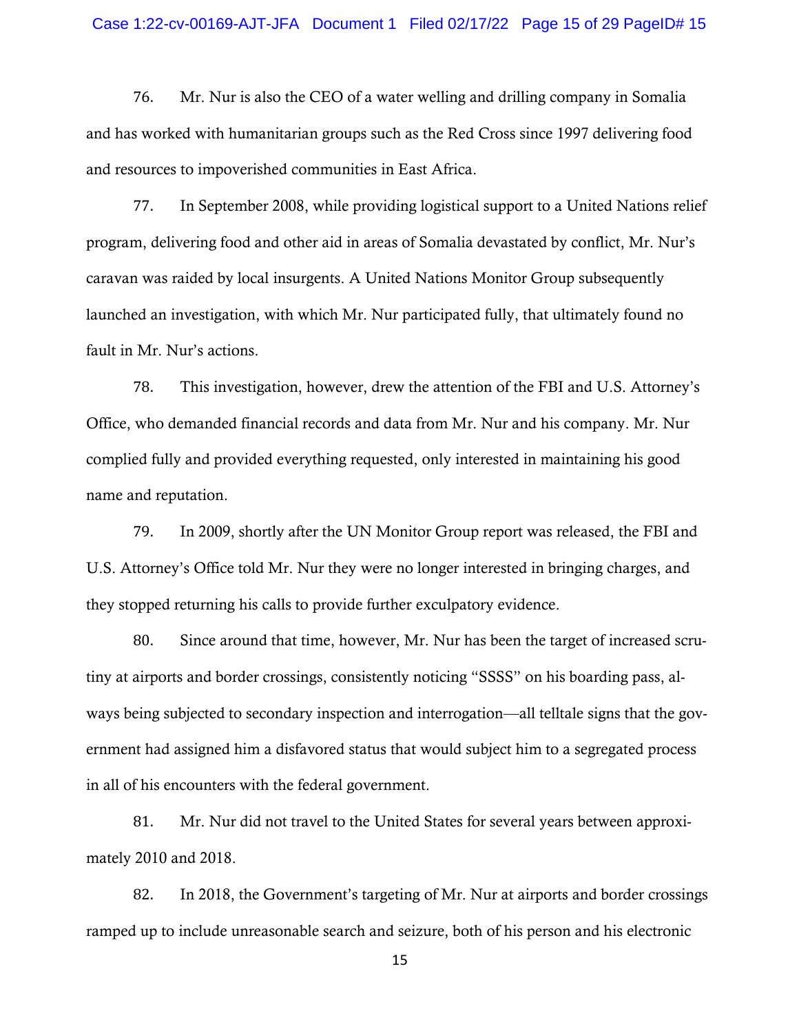76. Mr. Nur is also the CEO of a water welling and drilling company in Somalia and has worked with humanitarian groups such as the Red Cross since 1997 delivering food and resources to impoverished communities in East Africa.

77. In September 2008, while providing logistical support to a United Nations relief program, delivering food and other aid in areas of Somalia devastated by conflict, Mr. Nur's caravan was raided by local insurgents. A United Nations Monitor Group subsequently launched an investigation, with which Mr. Nur participated fully, that ultimately found no fault in Mr. Nur's actions.

78. This investigation, however, drew the attention of the FBI and U.S. Attorney's Office, who demanded financial records and data from Mr. Nur and his company. Mr. Nur complied fully and provided everything requested, only interested in maintaining his good name and reputation.

79. In 2009, shortly after the UN Monitor Group report was released, the FBI and U.S. Attorney's Office told Mr. Nur they were no longer interested in bringing charges, and they stopped returning his calls to provide further exculpatory evidence.

80. Since around that time, however, Mr. Nur has been the target of increased scrutiny at airports and border crossings, consistently noticing "SSSS" on his boarding pass, always being subjected to secondary inspection and interrogation—all telltale signs that the government had assigned him a disfavored status that would subject him to a segregated process in all of his encounters with the federal government.

81. Mr. Nur did not travel to the United States for several years between approximately 2010 and 2018.

82. In 2018, the Government's targeting of Mr. Nur at airports and border crossings ramped up to include unreasonable search and seizure, both of his person and his electronic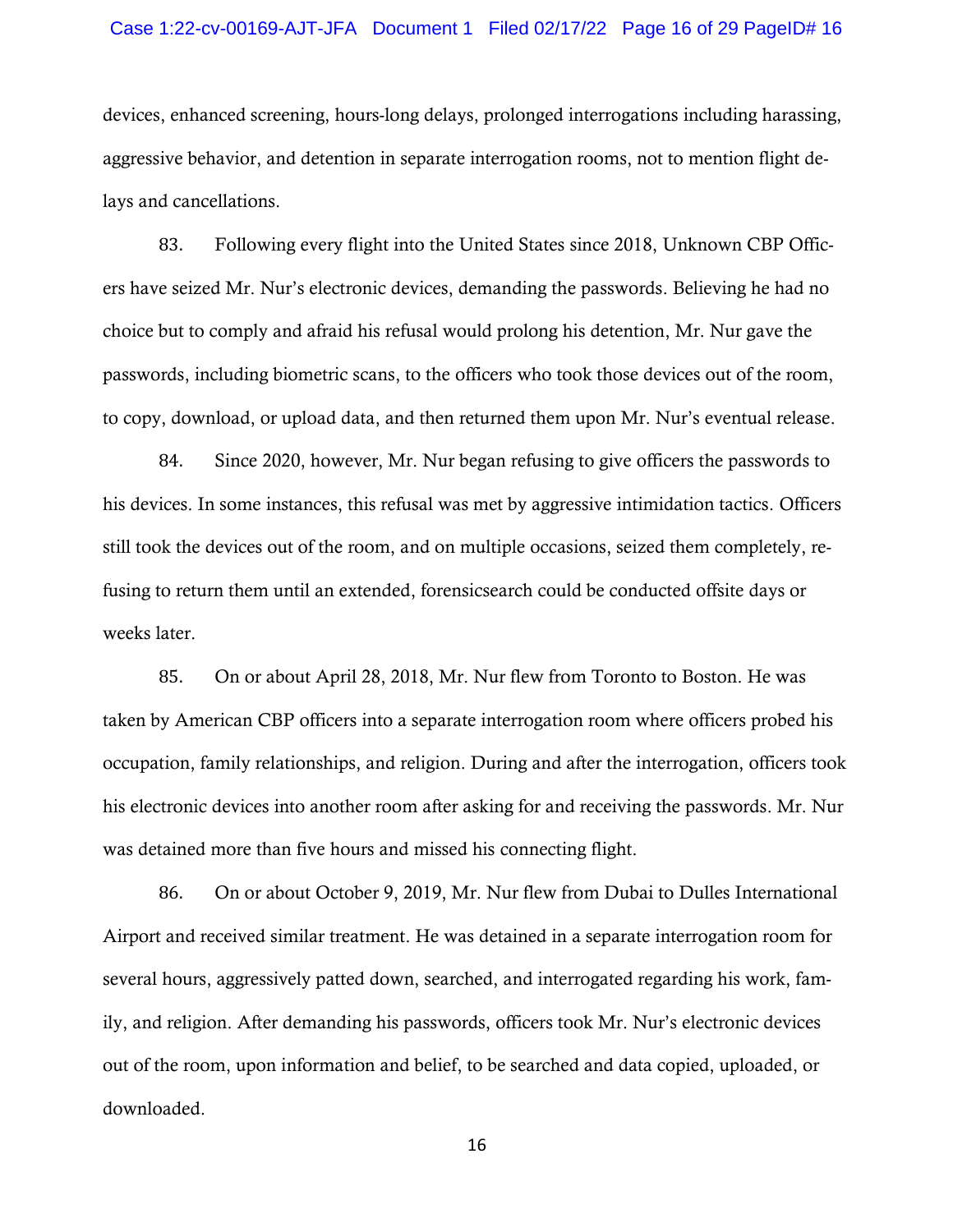devices, enhanced screening, hours-long delays, prolonged interrogations including harassing, aggressive behavior, and detention in separate interrogation rooms, not to mention flight delays and cancellations.

83. Following every flight into the United States since 2018, Unknown CBP Officers have seized Mr. Nur's electronic devices, demanding the passwords. Believing he had no choice but to comply and afraid his refusal would prolong his detention, Mr. Nur gave the passwords, including biometric scans, to the officers who took those devices out of the room, to copy, download, or upload data, and then returned them upon Mr. Nur's eventual release.

84. Since 2020, however, Mr. Nur began refusing to give officers the passwords to his devices. In some instances, this refusal was met by aggressive intimidation tactics. Officers still took the devices out of the room, and on multiple occasions, seized them completely, refusing to return them until an extended, forensicsearch could be conducted offsite days or weeks later.

85. On or about April 28, 2018, Mr. Nur flew from Toronto to Boston. He was taken by American CBP officers into a separate interrogation room where officers probed his occupation, family relationships, and religion. During and after the interrogation, officers took his electronic devices into another room after asking for and receiving the passwords. Mr. Nur was detained more than five hours and missed his connecting flight.

86. On or about October 9, 2019, Mr. Nur flew from Dubai to Dulles International Airport and received similar treatment. He was detained in a separate interrogation room for several hours, aggressively patted down, searched, and interrogated regarding his work, family, and religion. After demanding his passwords, officers took Mr. Nur's electronic devices out of the room, upon information and belief, to be searched and data copied, uploaded, or downloaded.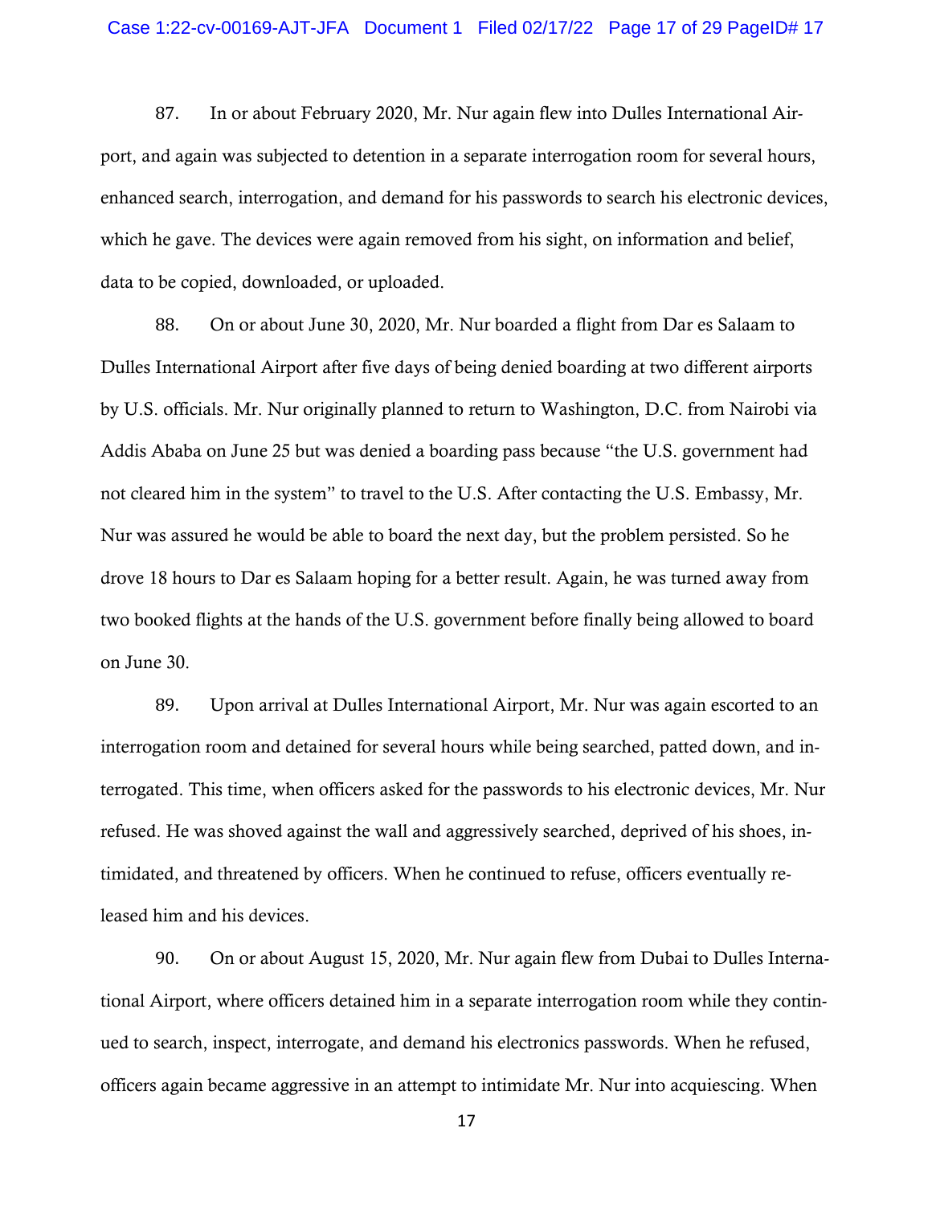87. In or about February 2020, Mr. Nur again flew into Dulles International Airport, and again was subjected to detention in a separate interrogation room for several hours, enhanced search, interrogation, and demand for his passwords to search his electronic devices, which he gave. The devices were again removed from his sight, on information and belief, data to be copied, downloaded, or uploaded.

88. On or about June 30, 2020, Mr. Nur boarded a flight from Dar es Salaam to Dulles International Airport after five days of being denied boarding at two different airports by U.S. officials. Mr. Nur originally planned to return to Washington, D.C. from Nairobi via Addis Ababa on June 25 but was denied a boarding pass because "the U.S. government had not cleared him in the system" to travel to the U.S. After contacting the U.S. Embassy, Mr. Nur was assured he would be able to board the next day, but the problem persisted. So he drove 18 hours to Dar es Salaam hoping for a better result. Again, he was turned away from two booked flights at the hands of the U.S. government before finally being allowed to board on June 30.

89. Upon arrival at Dulles International Airport, Mr. Nur was again escorted to an interrogation room and detained for several hours while being searched, patted down, and interrogated. This time, when officers asked for the passwords to his electronic devices, Mr. Nur refused. He was shoved against the wall and aggressively searched, deprived of his shoes, intimidated, and threatened by officers. When he continued to refuse, officers eventually released him and his devices.

90. On or about August 15, 2020, Mr. Nur again flew from Dubai to Dulles International Airport, where officers detained him in a separate interrogation room while they continued to search, inspect, interrogate, and demand his electronics passwords. When he refused, officers again became aggressive in an attempt to intimidate Mr. Nur into acquiescing. When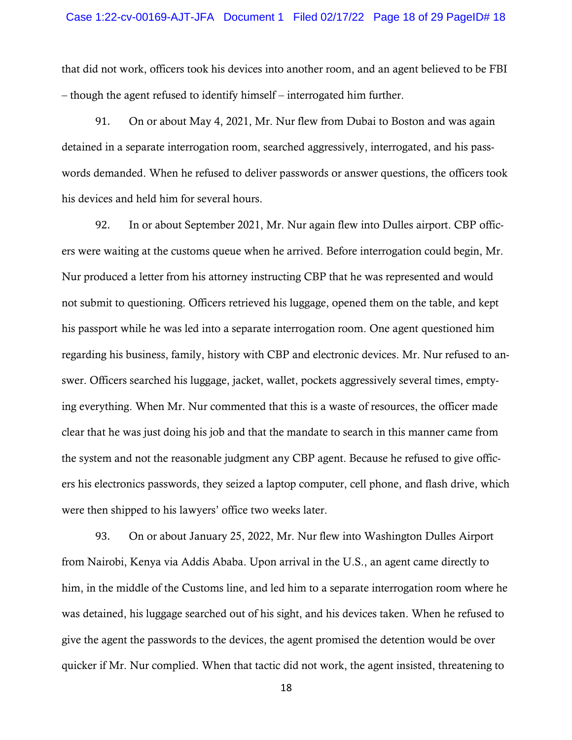that did not work, officers took his devices into another room, and an agent believed to be FBI – though the agent refused to identify himself – interrogated him further.

91. On or about May 4, 2021, Mr. Nur flew from Dubai to Boston and was again detained in a separate interrogation room, searched aggressively, interrogated, and his passwords demanded. When he refused to deliver passwords or answer questions, the officers took his devices and held him for several hours.

92. In or about September 2021, Mr. Nur again flew into Dulles airport. CBP officers were waiting at the customs queue when he arrived. Before interrogation could begin, Mr. Nur produced a letter from his attorney instructing CBP that he was represented and would not submit to questioning. Officers retrieved his luggage, opened them on the table, and kept his passport while he was led into a separate interrogation room. One agent questioned him regarding his business, family, history with CBP and electronic devices. Mr. Nur refused to answer. Officers searched his luggage, jacket, wallet, pockets aggressively several times, emptying everything. When Mr. Nur commented that this is a waste of resources, the officer made clear that he was just doing his job and that the mandate to search in this manner came from the system and not the reasonable judgment any CBP agent. Because he refused to give officers his electronics passwords, they seized a laptop computer, cell phone, and flash drive, which were then shipped to his lawyers' office two weeks later.

93. On or about January 25, 2022, Mr. Nur flew into Washington Dulles Airport from Nairobi, Kenya via Addis Ababa. Upon arrival in the U.S., an agent came directly to him, in the middle of the Customs line, and led him to a separate interrogation room where he was detained, his luggage searched out of his sight, and his devices taken. When he refused to give the agent the passwords to the devices, the agent promised the detention would be over quicker if Mr. Nur complied. When that tactic did not work, the agent insisted, threatening to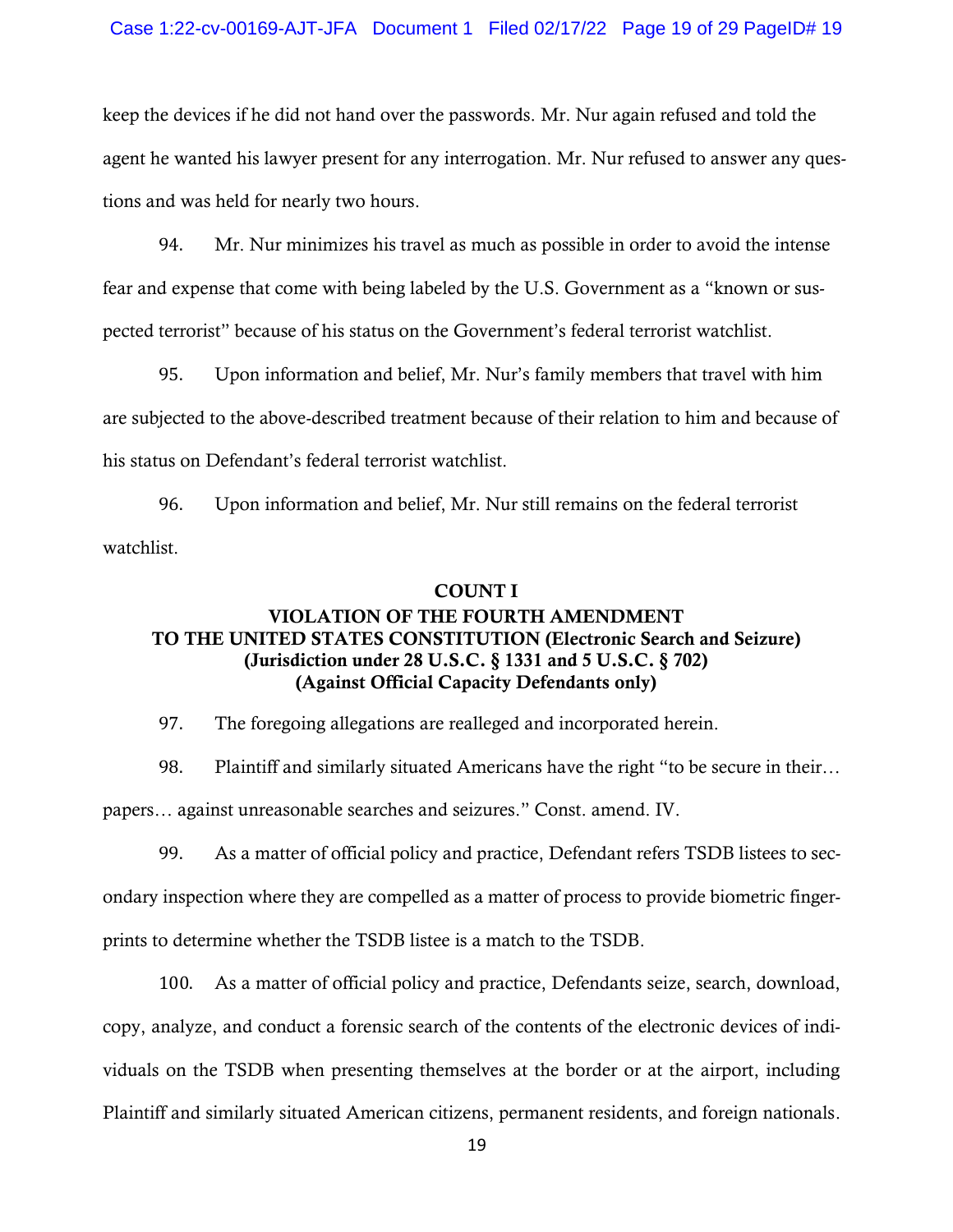keep the devices if he did not hand over the passwords. Mr. Nur again refused and told the agent he wanted his lawyer present for any interrogation. Mr. Nur refused to answer any questions and was held for nearly two hours.

94. Mr. Nur minimizes his travel as much as possible in order to avoid the intense fear and expense that come with being labeled by the U.S. Government as a "known or suspected terrorist" because of his status on the Government's federal terrorist watchlist.

95. Upon information and belief, Mr. Nur's family members that travel with him are subjected to the above-described treatment because of their relation to him and because of his status on Defendant's federal terrorist watchlist.

96. Upon information and belief, Mr. Nur still remains on the federal terrorist watchlist.

**COUNT I**
**VIOLATION OF THE FOURTH AMENDMENT TO THE UNITED STATES CONSTITUTION (Electronic Search and Seizure)**
**(Jurisdiction under 28 U.S.C. § 1331 and 5 U.S.C. § 702)**
**(Against Official Capacity Defendants only)**

97. The foregoing allegations are realleged and incorporated herein.

98. Plaintiff and similarly situated Americans have the right "to be secure in their… papers… against unreasonable searches and seizures." Const. amend. IV.

99. As a matter of official policy and practice, Defendant refers TSDB listees to secondary inspection where they are compelled as a matter of process to provide biometric fingerprints to determine whether the TSDB listee is a match to the TSDB.

100. As a matter of official policy and practice, Defendants seize, search, download, copy, analyze, and conduct a forensic search of the contents of the electronic devices of individuals on the TSDB when presenting themselves at the border or at the airport, including Plaintiff and similarly situated American citizens, permanent residents, and foreign nationals.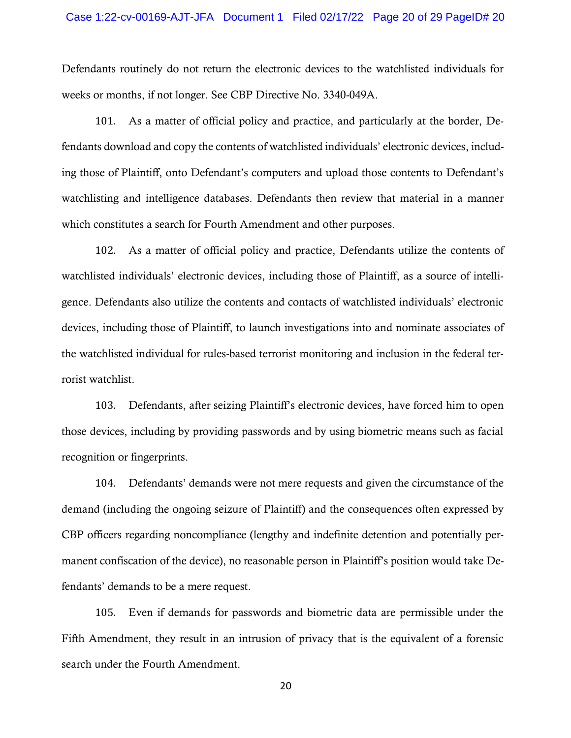Defendants routinely do not return the electronic devices to the watchlisted individuals for weeks or months, if not longer. See CBP Directive No. 3340-049A.

101. As a matter of official policy and practice, and particularly at the border, Defendants download and copy the contents of watchlisted individuals' electronic devices, including those of Plaintiff, onto Defendant's computers and upload those contents to Defendant's watchlisting and intelligence databases. Defendants then review that material in a manner which constitutes a search for Fourth Amendment and other purposes.

102. As a matter of official policy and practice, Defendants utilize the contents of watchlisted individuals' electronic devices, including those of Plaintiff, as a source of intelligence. Defendants also utilize the contents and contacts of watchlisted individuals' electronic devices, including those of Plaintiff, to launch investigations into and nominate associates of the watchlisted individual for rules-based terrorist monitoring and inclusion in the federal terrorist watchlist.

103. Defendants, after seizing Plaintiff's electronic devices, have forced him to open those devices, including by providing passwords and by using biometric means such as facial recognition or fingerprints.

104. Defendants' demands were not mere requests and given the circumstance of the demand (including the ongoing seizure of Plaintiff) and the consequences often expressed by CBP officers regarding noncompliance (lengthy and indefinite detention and potentially permanent confiscation of the device), no reasonable person in Plaintiff's position would take Defendants' demands to be a mere request.

105. Even if demands for passwords and biometric data are permissible under the Fifth Amendment, they result in an intrusion of privacy that is the equivalent of a forensic search under the Fourth Amendment.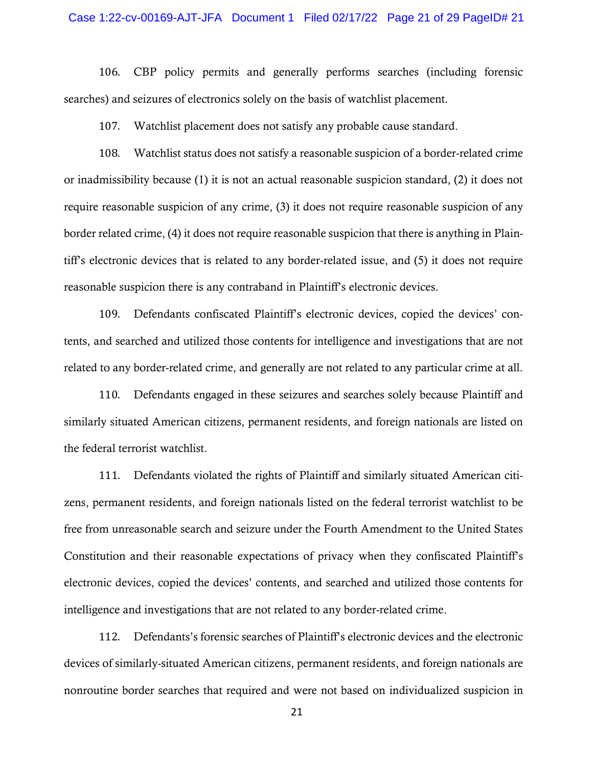106. CBP policy permits and generally performs searches (including forensic searches) and seizures of electronics solely on the basis of watchlist placement.

107. Watchlist placement does not satisfy any probable cause standard.

108. Watchlist status does not satisfy a reasonable suspicion of a border-related crime or inadmissibility because (1) it is not an actual reasonable suspicion standard, (2) it does not require reasonable suspicion of any crime, (3) it does not require reasonable suspicion of any border related crime, (4) it does not require reasonable suspicion that there is anything in Plaintiff's electronic devices that is related to any border-related issue, and (5) it does not require reasonable suspicion there is any contraband in Plaintiff's electronic devices.

109. Defendants confiscated Plaintiff's electronic devices, copied the devices' contents, and searched and utilized those contents for intelligence and investigations that are not related to any border-related crime, and generally are not related to any particular crime at all.

110. Defendants engaged in these seizures and searches solely because Plaintiff and similarly situated American citizens, permanent residents, and foreign nationals are listed on the federal terrorist watchlist.

111. Defendants violated the rights of Plaintiff and similarly situated American citizens, permanent residents, and foreign nationals listed on the federal terrorist watchlist to be free from unreasonable search and seizure under the Fourth Amendment to the United States Constitution and their reasonable expectations of privacy when they confiscated Plaintiff's electronic devices, copied the devices' contents, and searched and utilized those contents for intelligence and investigations that are not related to any border-related crime.

112. Defendants's forensic searches of Plaintiff's electronic devices and the electronic devices of similarly-situated American citizens, permanent residents, and foreign nationals are nonroutine border searches that required and were not based on individualized suspicion in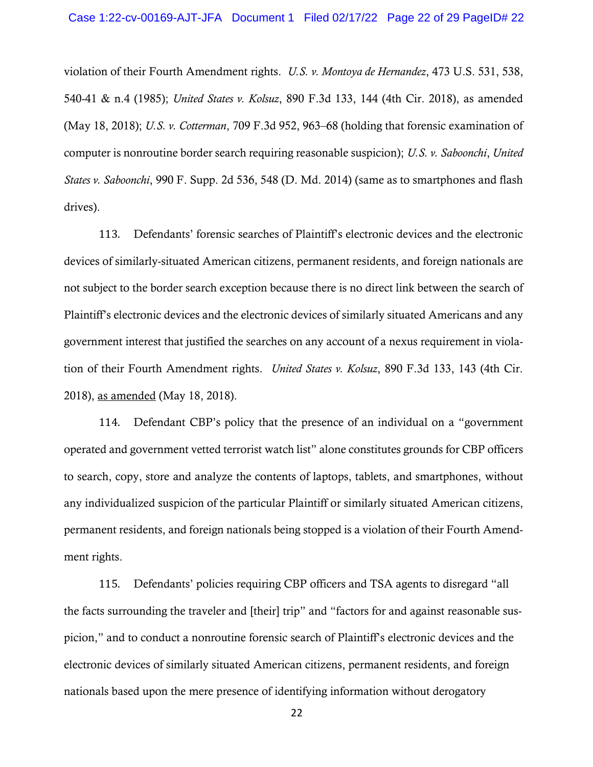violation of their Fourth Amendment rights. *U.S. v. Montoya de Hernandez*, 473 U.S. 531, 538, 540-41 & n.4 (1985); *United States v. Kolsuz*, 890 F.3d 133, 144 (4th Cir. 2018), as amended (May 18, 2018); *U.S. v. Cotterman*, 709 F.3d 952, 963–68 (holding that forensic examination of computer is nonroutine border search requiring reasonable suspicion); *U.S. v. Saboonchi*, *United States v. Saboonchi*, 990 F. Supp. 2d 536, 548 (D. Md. 2014) (same as to smartphones and flash drives).

113. Defendants' forensic searches of Plaintiff's electronic devices and the electronic devices of similarly-situated American citizens, permanent residents, and foreign nationals are not subject to the border search exception because there is no direct link between the search of Plaintiff's electronic devices and the electronic devices of similarly situated Americans and any government interest that justified the searches on any account of a nexus requirement in violation of their Fourth Amendment rights. *United States v. Kolsuz*, 890 F.3d 133, 143 (4th Cir. 2018), as amended (May 18, 2018).

114. Defendant CBP's policy that the presence of an individual on a "government operated and government vetted terrorist watch list" alone constitutes grounds for CBP officers to search, copy, store and analyze the contents of laptops, tablets, and smartphones, without any individualized suspicion of the particular Plaintiff or similarly situated American citizens, permanent residents, and foreign nationals being stopped is a violation of their Fourth Amendment rights.

115. Defendants' policies requiring CBP officers and TSA agents to disregard "all the facts surrounding the traveler and [their] trip" and "factors for and against reasonable suspicion," and to conduct a nonroutine forensic search of Plaintiff's electronic devices and the electronic devices of similarly situated American citizens, permanent residents, and foreign nationals based upon the mere presence of identifying information without derogatory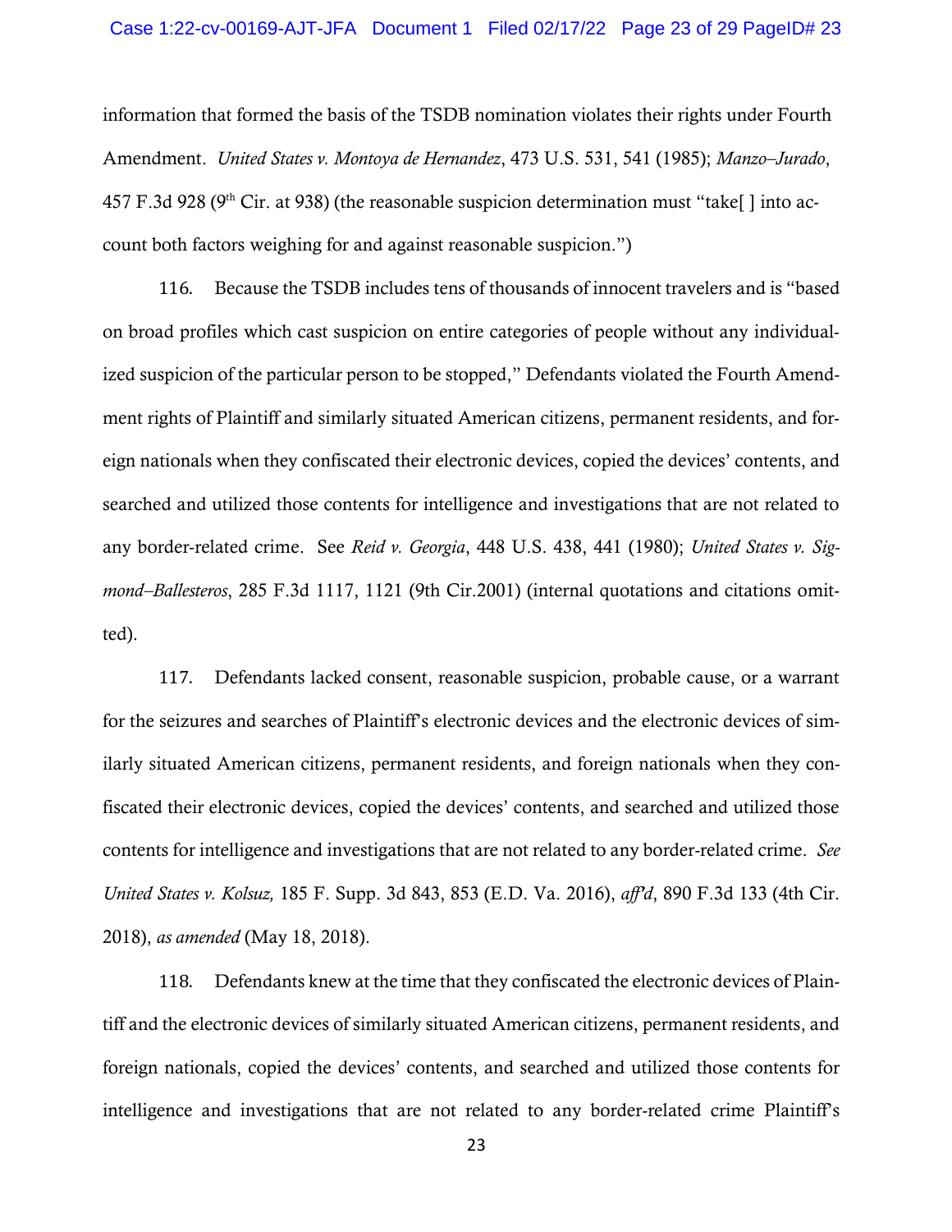information that formed the basis of the TSDB nomination violates their rights under Fourth Amendment. *United States v. Montoya de Hernandez*, 473 U.S. 531, 541 (1985); *Manzo–Jurado*, 457 F.3d 928 (9th Cir. at 938) (the reasonable suspicion determination must "take[ ] into account both factors weighing for and against reasonable suspicion.")

116. Because the TSDB includes tens of thousands of innocent travelers and is "based on broad profiles which cast suspicion on entire categories of people without any individualized suspicion of the particular person to be stopped," Defendants violated the Fourth Amendment rights of Plaintiff and similarly situated American citizens, permanent residents, and foreign nationals when they confiscated their electronic devices, copied the devices' contents, and searched and utilized those contents for intelligence and investigations that are not related to any border-related crime. See *Reid v. Georgia*, 448 U.S. 438, 441 (1980); *United States v. Sigmond–Ballesteros*, 285 F.3d 1117, 1121 (9th Cir.2001) (internal quotations and citations omitted).

117. Defendants lacked consent, reasonable suspicion, probable cause, or a warrant for the seizures and searches of Plaintiff's electronic devices and the electronic devices of similarly situated American citizens, permanent residents, and foreign nationals when they confiscated their electronic devices, copied the devices' contents, and searched and utilized those contents for intelligence and investigations that are not related to any border-related crime. *See United States v. Kolsuz,* 185 F. Supp. 3d 843, 853 (E.D. Va. 2016), *aff'd*, 890 F.3d 133 (4th Cir. 2018), *as amended* (May 18, 2018).

118. Defendants knew at the time that they confiscated the electronic devices of Plaintiff and the electronic devices of similarly situated American citizens, permanent residents, and foreign nationals, copied the devices' contents, and searched and utilized those contents for intelligence and investigations that are not related to any border-related crime Plaintiff's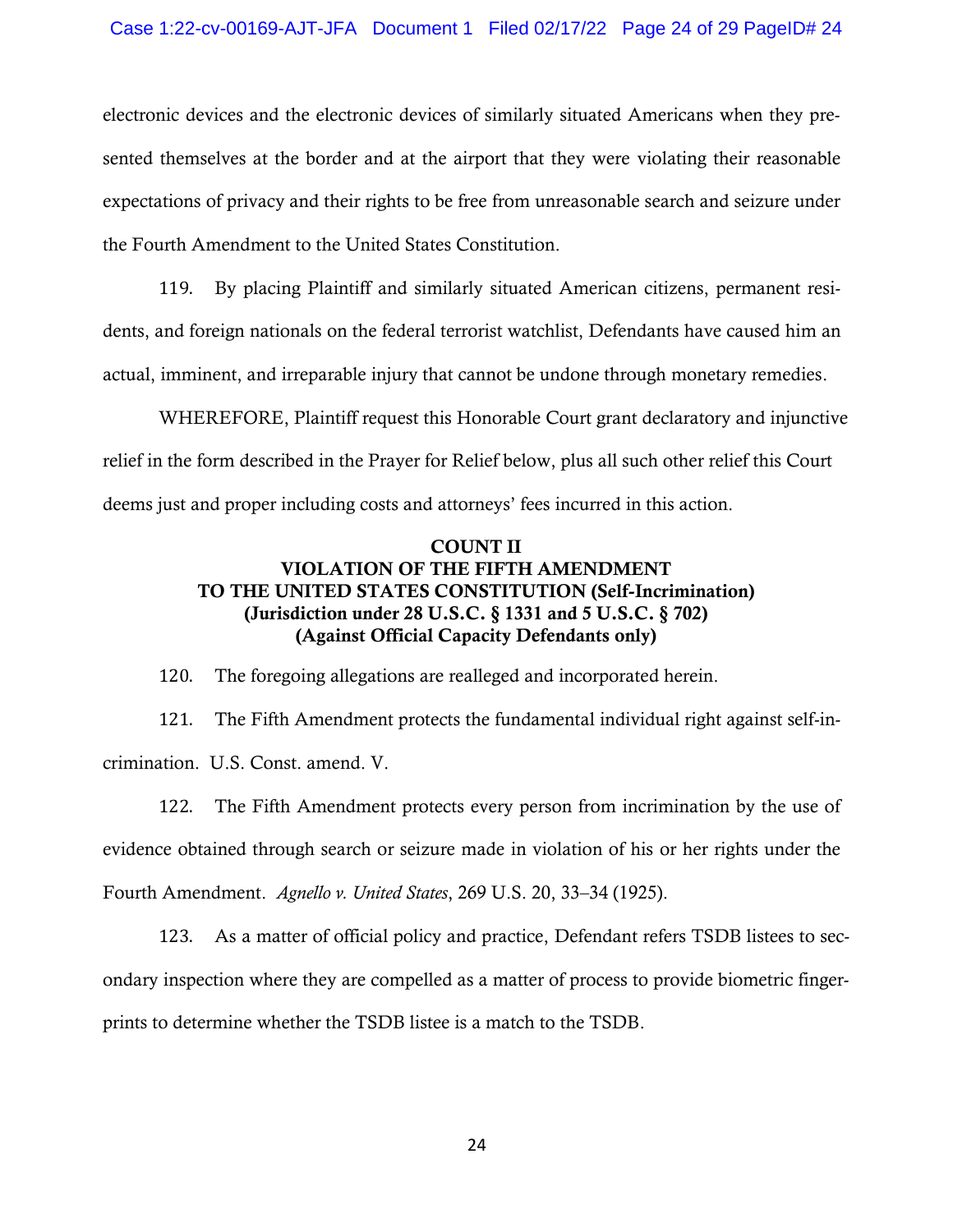electronic devices and the electronic devices of similarly situated Americans when they presented themselves at the border and at the airport that they were violating their reasonable expectations of privacy and their rights to be free from unreasonable search and seizure under the Fourth Amendment to the United States Constitution.

119. By placing Plaintiff and similarly situated American citizens, permanent residents, and foreign nationals on the federal terrorist watchlist, Defendants have caused him an actual, imminent, and irreparable injury that cannot be undone through monetary remedies.

WHEREFORE, Plaintiff request this Honorable Court grant declaratory and injunctive relief in the form described in the Prayer for Relief below, plus all such other relief this Court deems just and proper including costs and attorneys' fees incurred in this action.

**COUNT II**
**VIOLATION OF THE FIFTH AMENDMENT**
**TO THE UNITED STATES CONSTITUTION (Self-Incrimination)**
**(Jurisdiction under 28 U.S.C. § 1331 and 5 U.S.C. § 702)**
**(Against Official Capacity Defendants only)**

120. The foregoing allegations are realleged and incorporated herein.

121. The Fifth Amendment protects the fundamental individual right against self-incrimination. U.S. Const. amend. V.

122. The Fifth Amendment protects every person from incrimination by the use of evidence obtained through search or seizure made in violation of his or her rights under the Fourth Amendment. *Agnello v. United States*, 269 U.S. 20, 33–34 (1925).

123. As a matter of official policy and practice, Defendant refers TSDB listees to secondary inspection where they are compelled as a matter of process to provide biometric fingerprints to determine whether the TSDB listee is a match to the TSDB.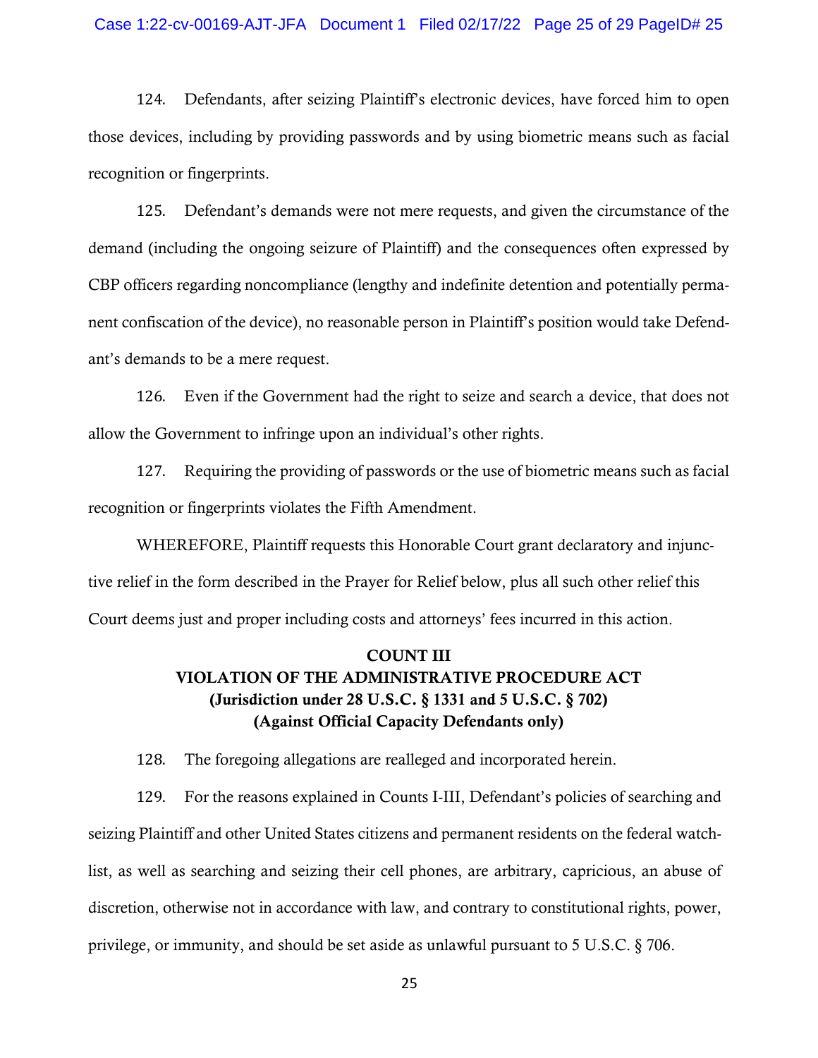124. Defendants, after seizing Plaintiff's electronic devices, have forced him to open those devices, including by providing passwords and by using biometric means such as facial recognition or fingerprints.

125. Defendant's demands were not mere requests, and given the circumstance of the demand (including the ongoing seizure of Plaintiff) and the consequences often expressed by CBP officers regarding noncompliance (lengthy and indefinite detention and potentially permanent confiscation of the device), no reasonable person in Plaintiff's position would take Defendant's demands to be a mere request.

126. Even if the Government had the right to seize and search a device, that does not allow the Government to infringe upon an individual's other rights.

127. Requiring the providing of passwords or the use of biometric means such as facial recognition or fingerprints violates the Fifth Amendment.

WHEREFORE, Plaintiff requests this Honorable Court grant declaratory and injunctive relief in the form described in the Prayer for Relief below, plus all such other relief this Court deems just and proper including costs and attorneys' fees incurred in this action.

**COUNT III**
**VIOLATION OF THE ADMINISTRATIVE PROCEDURE ACT**
**(Jurisdiction under 28 U.S.C. § 1331 and 5 U.S.C. § 702)**
**(Against Official Capacity Defendants only)**

128. The foregoing allegations are realleged and incorporated herein.

129. For the reasons explained in Counts I-III, Defendant's policies of searching and seizing Plaintiff and other United States citizens and permanent residents on the federal watchlist, as well as searching and seizing their cell phones, are arbitrary, capricious, an abuse of discretion, otherwise not in accordance with law, and contrary to constitutional rights, power, privilege, or immunity, and should be set aside as unlawful pursuant to 5 U.S.C. § 706.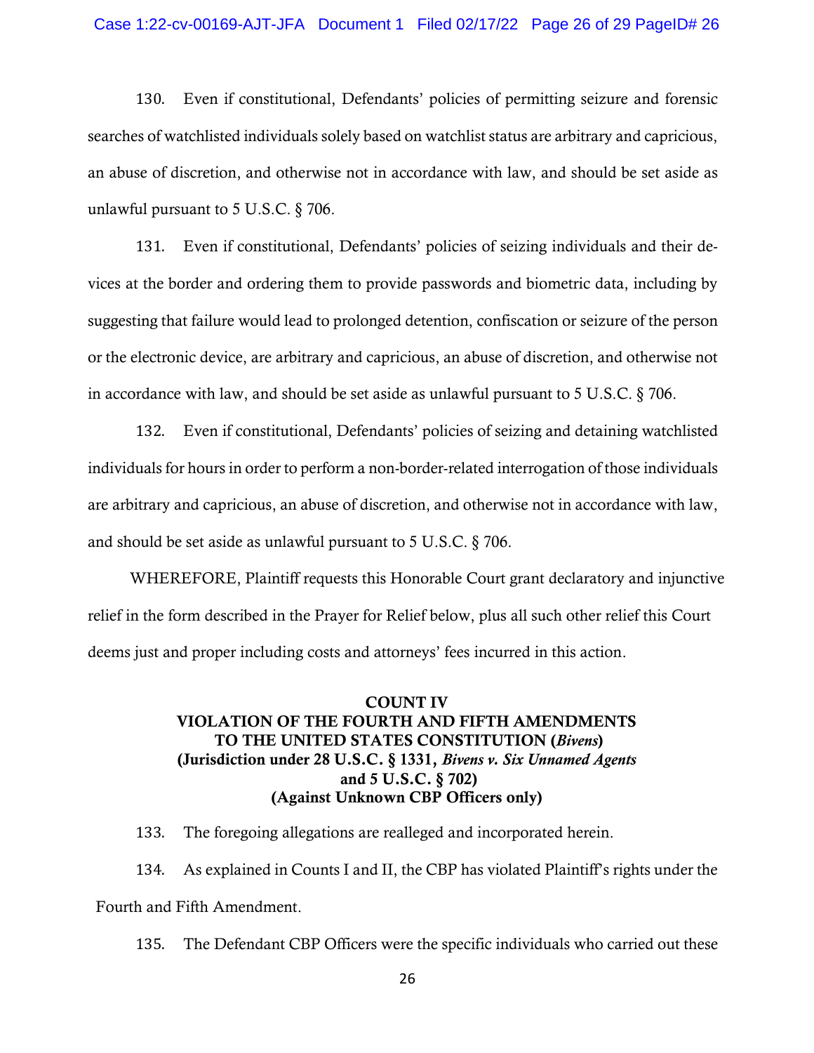130. Even if constitutional, Defendants' policies of permitting seizure and forensic searches of watchlisted individuals solely based on watchlist status are arbitrary and capricious, an abuse of discretion, and otherwise not in accordance with law, and should be set aside as unlawful pursuant to 5 U.S.C. § 706.

131. Even if constitutional, Defendants' policies of seizing individuals and their devices at the border and ordering them to provide passwords and biometric data, including by suggesting that failure would lead to prolonged detention, confiscation or seizure of the person or the electronic device, are arbitrary and capricious, an abuse of discretion, and otherwise not in accordance with law, and should be set aside as unlawful pursuant to 5 U.S.C. § 706.

132. Even if constitutional, Defendants' policies of seizing and detaining watchlisted individuals for hours in order to perform a non-border-related interrogation of those individuals are arbitrary and capricious, an abuse of discretion, and otherwise not in accordance with law, and should be set aside as unlawful pursuant to 5 U.S.C. § 706.

WHEREFORE, Plaintiff requests this Honorable Court grant declaratory and injunctive relief in the form described in the Prayer for Relief below, plus all such other relief this Court deems just and proper including costs and attorneys' fees incurred in this action.

## COUNT IV
## VIOLATION OF THE FOURTH AND FIFTH AMENDMENTS TO THE UNITED STATES CONSTITUTION (*Bivens*)
## (Jurisdiction under 28 U.S.C. § 1331, *Bivens v. Six Unnamed Agents* and 5 U.S.C. § 702)
## (Against Unknown CBP Officers only)

133. The foregoing allegations are realleged and incorporated herein.

134. As explained in Counts I and II, the CBP has violated Plaintiff's rights under the Fourth and Fifth Amendment.

135. The Defendant CBP Officers were the specific individuals who carried out these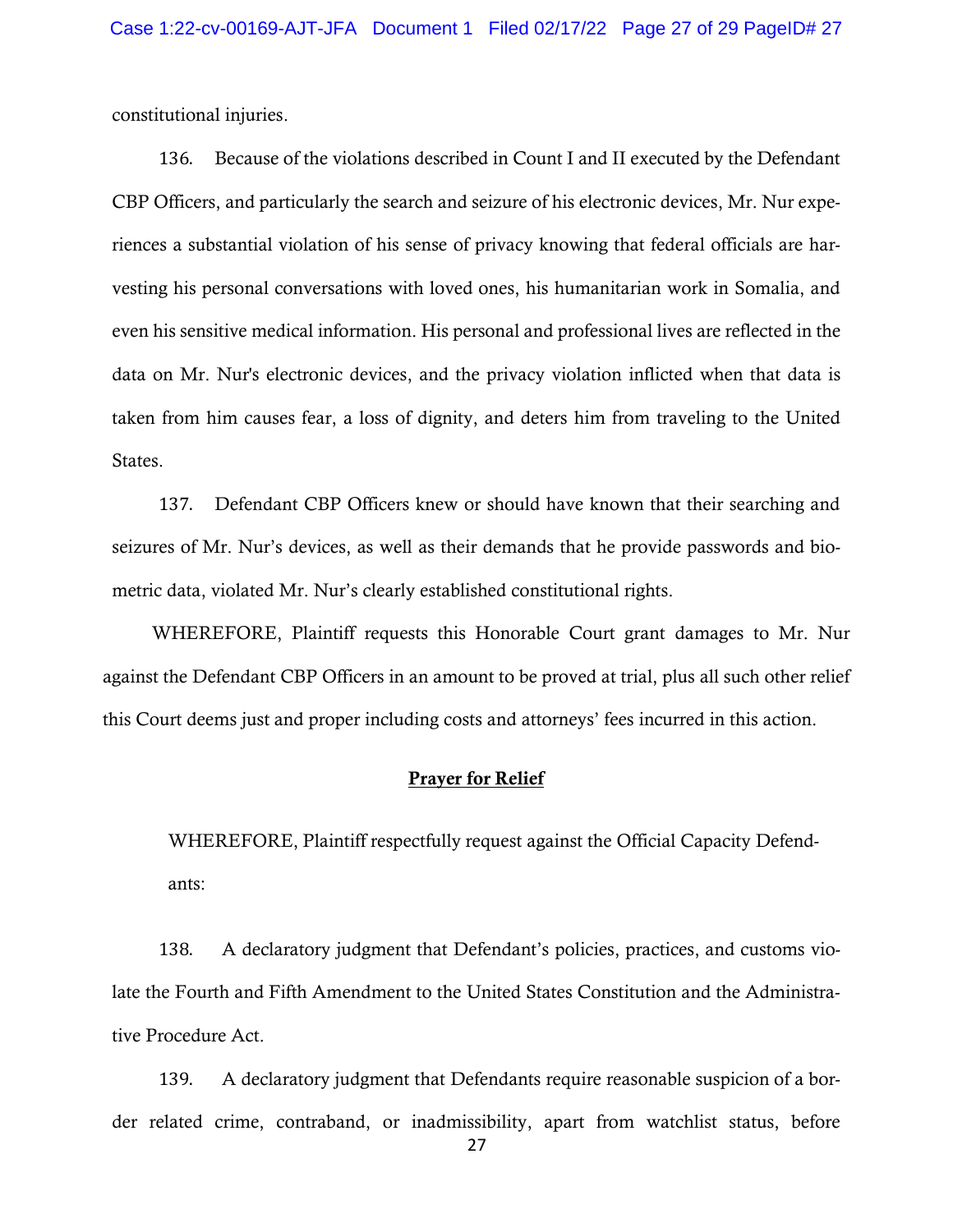constitutional injuries.

136. Because of the violations described in Count I and II executed by the Defendant CBP Officers, and particularly the search and seizure of his electronic devices, Mr. Nur experiences a substantial violation of his sense of privacy knowing that federal officials are harvesting his personal conversations with loved ones, his humanitarian work in Somalia, and even his sensitive medical information. His personal and professional lives are reflected in the data on Mr. Nur's electronic devices, and the privacy violation inflicted when that data is taken from him causes fear, a loss of dignity, and deters him from traveling to the United States.

137. Defendant CBP Officers knew or should have known that their searching and seizures of Mr. Nur's devices, as well as their demands that he provide passwords and biometric data, violated Mr. Nur's clearly established constitutional rights.

WHEREFORE, Plaintiff requests this Honorable Court grant damages to Mr. Nur against the Defendant CBP Officers in an amount to be proved at trial, plus all such other relief this Court deems just and proper including costs and attorneys' fees incurred in this action.

## Prayer for Relief

WHEREFORE, Plaintiff respectfully request against the Official Capacity Defendants:

138. A declaratory judgment that Defendant's policies, practices, and customs violate the Fourth and Fifth Amendment to the United States Constitution and the Administrative Procedure Act.

139. A declaratory judgment that Defendants require reasonable suspicion of a border related crime, contraband, or inadmissibility, apart from watchlist status, before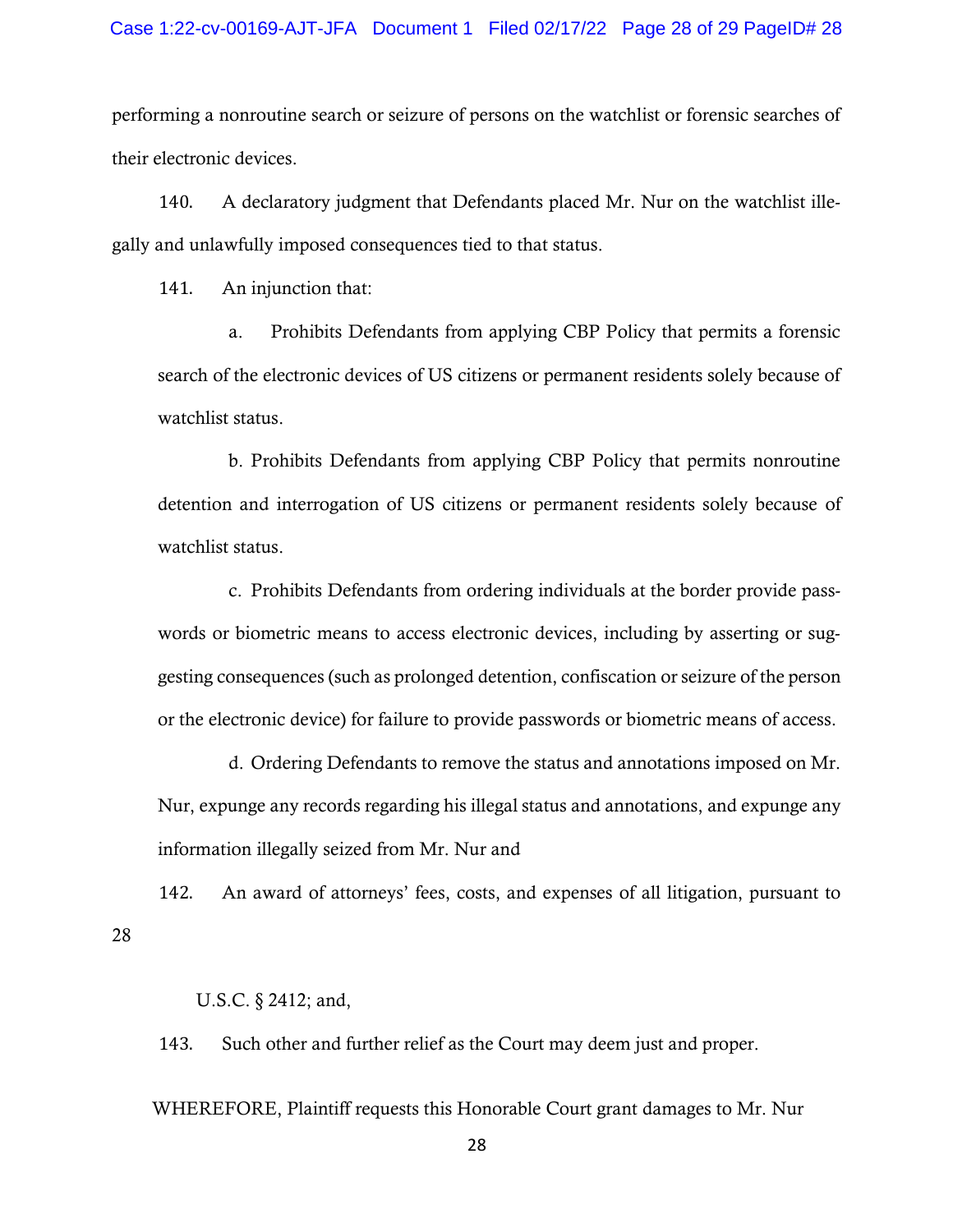performing a nonroutine search or seizure of persons on the watchlist or forensic searches of their electronic devices.

140. A declaratory judgment that Defendants placed Mr. Nur on the watchlist illegally and unlawfully imposed consequences tied to that status.

141. An injunction that:

a. Prohibits Defendants from applying CBP Policy that permits a forensic search of the electronic devices of US citizens or permanent residents solely because of watchlist status.

b. Prohibits Defendants from applying CBP Policy that permits nonroutine detention and interrogation of US citizens or permanent residents solely because of watchlist status.

c. Prohibits Defendants from ordering individuals at the border provide passwords or biometric means to access electronic devices, including by asserting or suggesting consequences (such as prolonged detention, confiscation or seizure of the person or the electronic device) for failure to provide passwords or biometric means of access.

d. Ordering Defendants to remove the status and annotations imposed on Mr. Nur, expunge any records regarding his illegal status and annotations, and expunge any information illegally seized from Mr. Nur and

142. An award of attorneys' fees, costs, and expenses of all litigation, pursuant to 28 U.S.C. § 2412; and,

143. Such other and further relief as the Court may deem just and proper.

WHEREFORE, Plaintiff requests this Honorable Court grant damages to Mr. Nur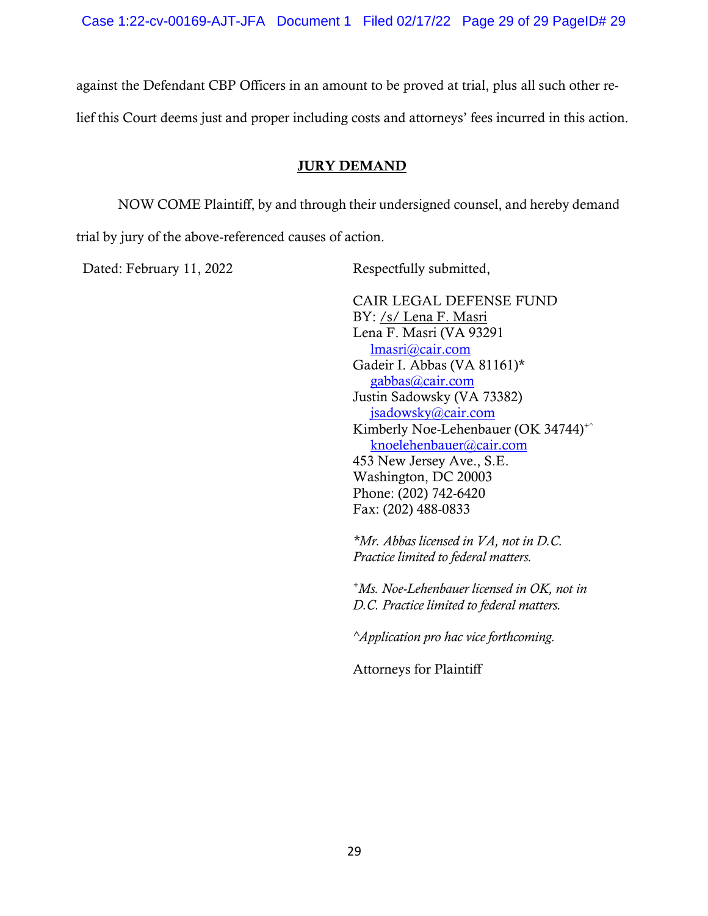against the Defendant CBP Officers in an amount to be proved at trial, plus all such other relief this Court deems just and proper including costs and attorneys' fees incurred in this action.

## JURY DEMAND

NOW COME Plaintiff, by and through their undersigned counsel, and hereby demand trial by jury of the above-referenced causes of action.

Dated: February 11, 2022

Respectfully submitted,

CAIR LEGAL DEFENSE FUND
BY: /s/ Lena F. Masri
Lena F. Masri (VA 93291
lmasri@cair.com
Gadeir I. Abbas (VA 81161)*
gabbas@cair.com
Justin Sadowsky (VA 73382)
jsadowsky@cair.com
Kimberly Noe-Lehenbauer (OK 34744)+^
knoelehenbauer@cair.com
453 New Jersey Ave., S.E.
Washington, DC 20003
Phone: (202) 742-6420
Fax: (202) 488-0833

*\*Mr. Abbas licensed in VA, not in D.C. Practice limited to federal matters.*

*+Ms. Noe-Lehenbauer licensed in OK, not in D.C. Practice limited to federal matters.*

*^Application pro hac vice forthcoming.*

Attorneys for Plaintiff